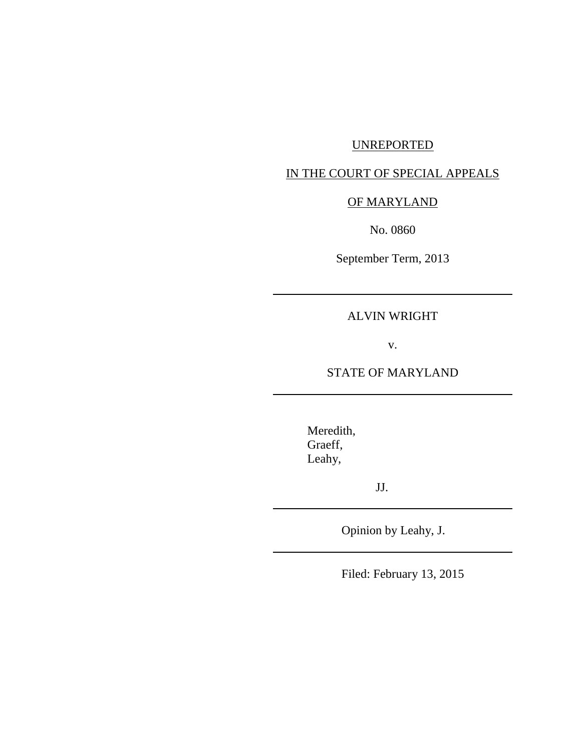UNREPORTED

IN THE COURT OF SPECIAL APPEALS

OF MARYLAND

No. 0860

September Term, 2013

---

ALVIN WRIGHT

v.

STATE OF MARYLAND

---

Meredith,
Graeff,
Leahy,

JJ.

---

Opinion by Leahy, J.

---

Filed: February 13, 2015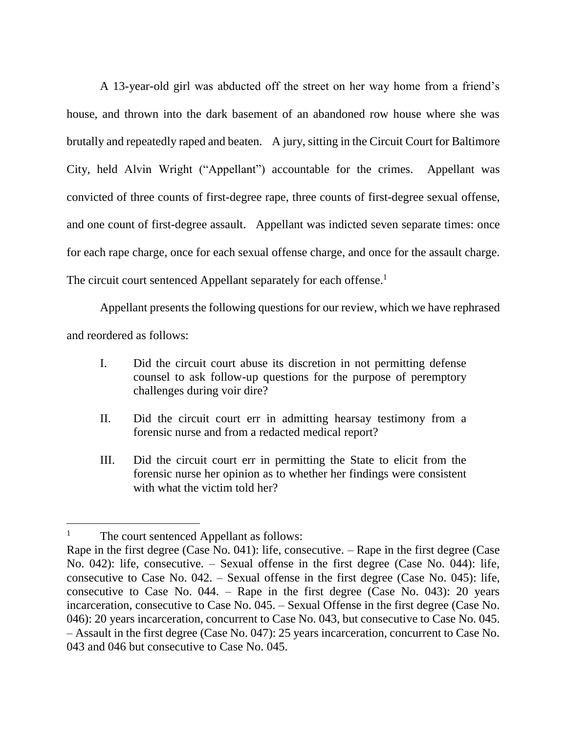A 13-year-old girl was abducted off the street on her way home from a friend's house, and thrown into the dark basement of an abandoned row house where she was brutally and repeatedly raped and beaten. A jury, sitting in the Circuit Court for Baltimore City, held Alvin Wright ("Appellant") accountable for the crimes. Appellant was convicted of three counts of first-degree rape, three counts of first-degree sexual offense, and one count of first-degree assault. Appellant was indicted seven separate times: once for each rape charge, once for each sexual offense charge, and once for the assault charge. The circuit court sentenced Appellant separately for each offense.[1]

Appellant presents the following questions for our review, which we have rephrased and reordered as follows:

> I. Did the circuit court abuse its discretion in not permitting defense counsel to ask follow-up questions for the purpose of peremptory challenges during voir dire?
>
> II. Did the circuit court err in admitting hearsay testimony from a forensic nurse and from a redacted medical report?
>
> III. Did the circuit court err in permitting the State to elicit from the forensic nurse her opinion as to whether her findings were consistent with what the victim told her?

---

[1] The court sentenced Appellant as follows:
Rape in the first degree (Case No. 041): life, consecutive. – Rape in the first degree (Case No. 042): life, consecutive. – Sexual offense in the first degree (Case No. 044): life, consecutive to Case No. 042. – Sexual offense in the first degree (Case No. 045): life, consecutive to Case No. 044. – Rape in the first degree (Case No. 043): 20 years incarceration, consecutive to Case No. 045. – Sexual Offense in the first degree (Case No. 046): 20 years incarceration, concurrent to Case No. 043, but consecutive to Case No. 045. – Assault in the first degree (Case No. 047): 25 years incarceration, concurrent to Case No. 043 and 046 but consecutive to Case No. 045.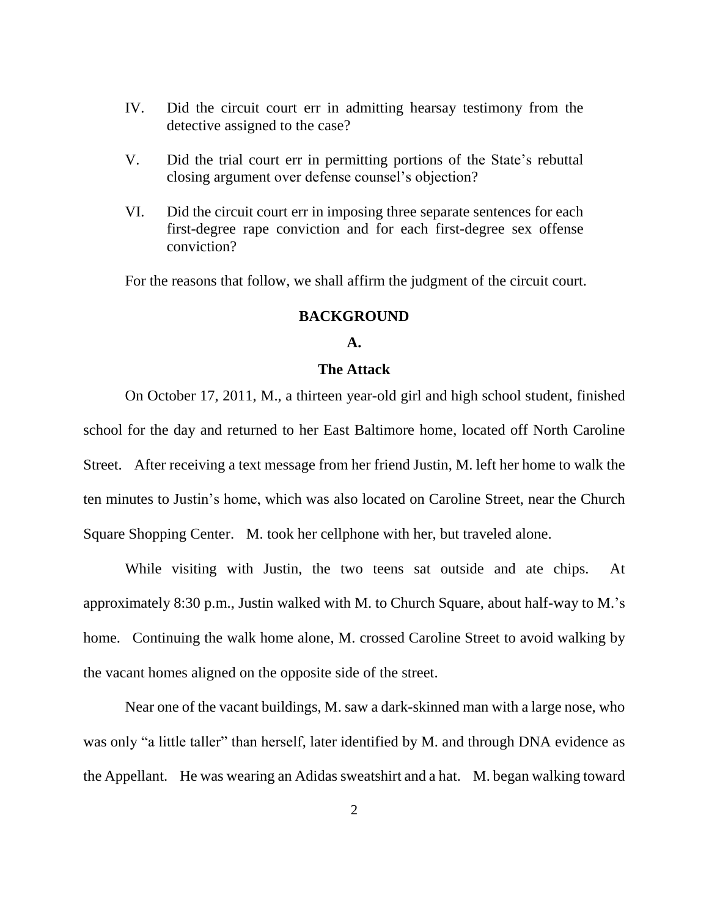IV. Did the circuit court err in admitting hearsay testimony from the detective assigned to the case?

V. Did the trial court err in permitting portions of the State's rebuttal closing argument over defense counsel's objection?

VI. Did the circuit court err in imposing three separate sentences for each first-degree rape conviction and for each first-degree sex offense conviction?

For the reasons that follow, we shall affirm the judgment of the circuit court.

## BACKGROUND

### A.

### The Attack

On October 17, 2011, M., a thirteen year-old girl and high school student, finished school for the day and returned to her East Baltimore home, located off North Caroline Street. After receiving a text message from her friend Justin, M. left her home to walk the ten minutes to Justin's home, which was also located on Caroline Street, near the Church Square Shopping Center. M. took her cellphone with her, but traveled alone.

While visiting with Justin, the two teens sat outside and ate chips. At approximately 8:30 p.m., Justin walked with M. to Church Square, about half-way to M.'s home. Continuing the walk home alone, M. crossed Caroline Street to avoid walking by the vacant homes aligned on the opposite side of the street.

Near one of the vacant buildings, M. saw a dark-skinned man with a large nose, who was only "a little taller" than herself, later identified by M. and through DNA evidence as the Appellant. He was wearing an Adidas sweatshirt and a hat. M. began walking toward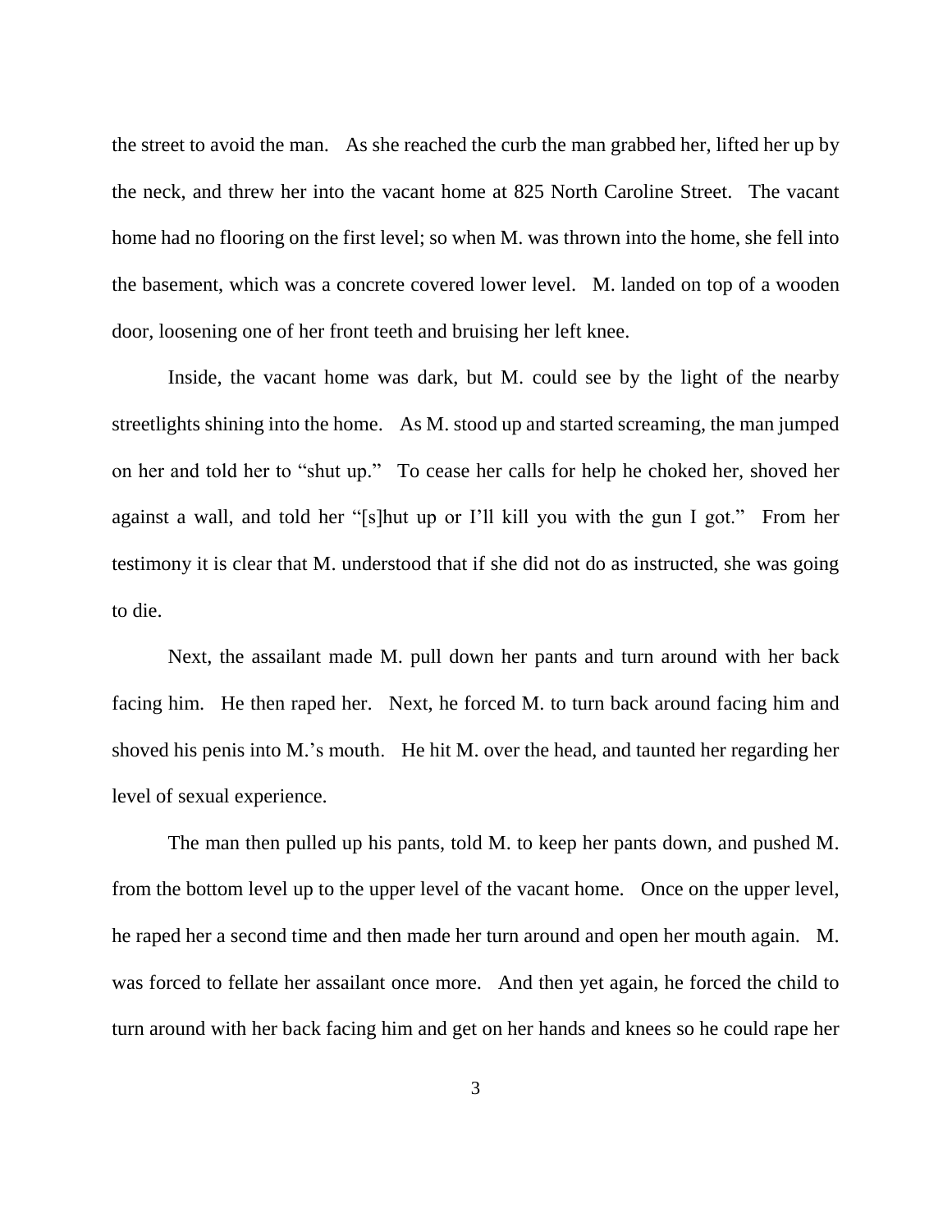the street to avoid the man. As she reached the curb the man grabbed her, lifted her up by the neck, and threw her into the vacant home at 825 North Caroline Street. The vacant home had no flooring on the first level; so when M. was thrown into the home, she fell into the basement, which was a concrete covered lower level. M. landed on top of a wooden door, loosening one of her front teeth and bruising her left knee.

Inside, the vacant home was dark, but M. could see by the light of the nearby streetlights shining into the home. As M. stood up and started screaming, the man jumped on her and told her to "shut up." To cease her calls for help he choked her, shoved her against a wall, and told her "[s]hut up or I'll kill you with the gun I got." From her testimony it is clear that M. understood that if she did not do as instructed, she was going to die.

Next, the assailant made M. pull down her pants and turn around with her back facing him. He then raped her. Next, he forced M. to turn back around facing him and shoved his penis into M.'s mouth. He hit M. over the head, and taunted her regarding her level of sexual experience.

The man then pulled up his pants, told M. to keep her pants down, and pushed M. from the bottom level up to the upper level of the vacant home. Once on the upper level, he raped her a second time and then made her turn around and open her mouth again. M. was forced to fellate her assailant once more. And then yet again, he forced the child to turn around with her back facing him and get on her hands and knees so he could rape her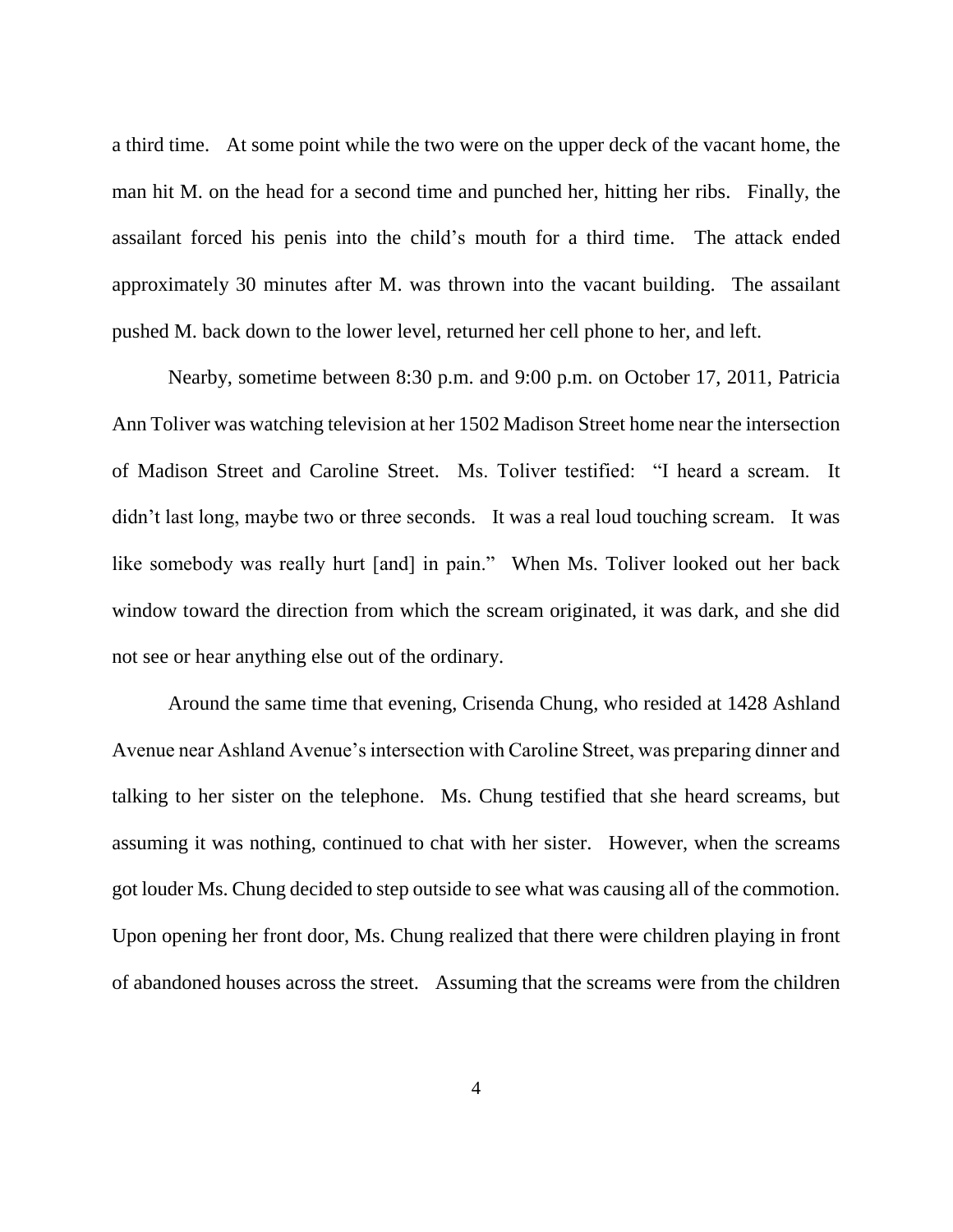a third time. At some point while the two were on the upper deck of the vacant home, the man hit M. on the head for a second time and punched her, hitting her ribs. Finally, the assailant forced his penis into the child's mouth for a third time. The attack ended approximately 30 minutes after M. was thrown into the vacant building. The assailant pushed M. back down to the lower level, returned her cell phone to her, and left.

Nearby, sometime between 8:30 p.m. and 9:00 p.m. on October 17, 2011, Patricia Ann Toliver was watching television at her 1502 Madison Street home near the intersection of Madison Street and Caroline Street. Ms. Toliver testified: "I heard a scream. It didn't last long, maybe two or three seconds. It was a real loud touching scream. It was like somebody was really hurt [and] in pain." When Ms. Toliver looked out her back window toward the direction from which the scream originated, it was dark, and she did not see or hear anything else out of the ordinary.

Around the same time that evening, Crisenda Chung, who resided at 1428 Ashland Avenue near Ashland Avenue's intersection with Caroline Street, was preparing dinner and talking to her sister on the telephone. Ms. Chung testified that she heard screams, but assuming it was nothing, continued to chat with her sister. However, when the screams got louder Ms. Chung decided to step outside to see what was causing all of the commotion. Upon opening her front door, Ms. Chung realized that there were children playing in front of abandoned houses across the street. Assuming that the screams were from the children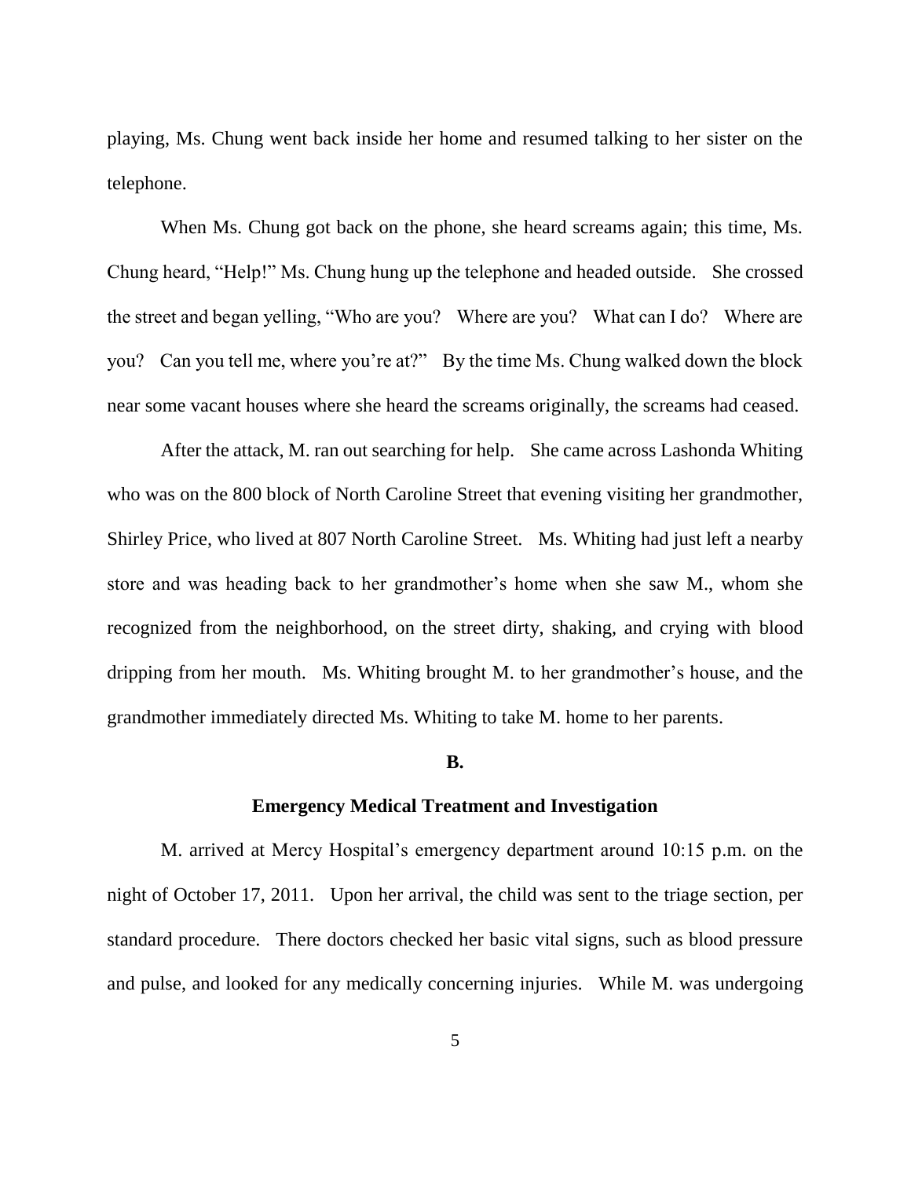playing, Ms. Chung went back inside her home and resumed talking to her sister on the telephone.

When Ms. Chung got back on the phone, she heard screams again; this time, Ms. Chung heard, "Help!" Ms. Chung hung up the telephone and headed outside. She crossed the street and began yelling, "Who are you? Where are you? What can I do? Where are you? Can you tell me, where you're at?" By the time Ms. Chung walked down the block near some vacant houses where she heard the screams originally, the screams had ceased.

After the attack, M. ran out searching for help. She came across Lashonda Whiting who was on the 800 block of North Caroline Street that evening visiting her grandmother, Shirley Price, who lived at 807 North Caroline Street. Ms. Whiting had just left a nearby store and was heading back to her grandmother's home when she saw M., whom she recognized from the neighborhood, on the street dirty, shaking, and crying with blood dripping from her mouth. Ms. Whiting brought M. to her grandmother's house, and the grandmother immediately directed Ms. Whiting to take M. home to her parents.

### B.

### Emergency Medical Treatment and Investigation

M. arrived at Mercy Hospital's emergency department around 10:15 p.m. on the night of October 17, 2011. Upon her arrival, the child was sent to the triage section, per standard procedure. There doctors checked her basic vital signs, such as blood pressure and pulse, and looked for any medically concerning injuries. While M. was undergoing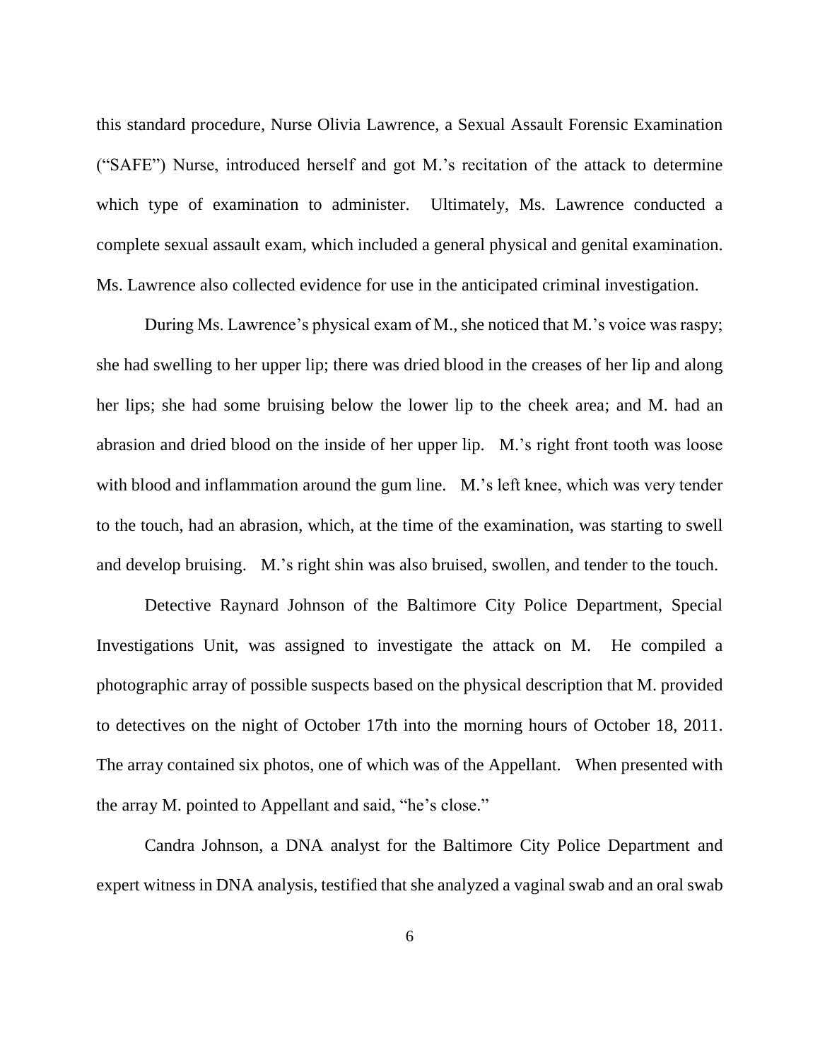this standard procedure, Nurse Olivia Lawrence, a Sexual Assault Forensic Examination ("SAFE") Nurse, introduced herself and got M.'s recitation of the attack to determine which type of examination to administer. Ultimately, Ms. Lawrence conducted a complete sexual assault exam, which included a general physical and genital examination. Ms. Lawrence also collected evidence for use in the anticipated criminal investigation.

During Ms. Lawrence's physical exam of M., she noticed that M.'s voice was raspy; she had swelling to her upper lip; there was dried blood in the creases of her lip and along her lips; she had some bruising below the lower lip to the cheek area; and M. had an abrasion and dried blood on the inside of her upper lip. M.'s right front tooth was loose with blood and inflammation around the gum line. M.'s left knee, which was very tender to the touch, had an abrasion, which, at the time of the examination, was starting to swell and develop bruising. M.'s right shin was also bruised, swollen, and tender to the touch.

Detective Raynard Johnson of the Baltimore City Police Department, Special Investigations Unit, was assigned to investigate the attack on M. He compiled a photographic array of possible suspects based on the physical description that M. provided to detectives on the night of October 17th into the morning hours of October 18, 2011. The array contained six photos, one of which was of the Appellant. When presented with the array M. pointed to Appellant and said, "he's close."

Candra Johnson, a DNA analyst for the Baltimore City Police Department and expert witness in DNA analysis, testified that she analyzed a vaginal swab and an oral swab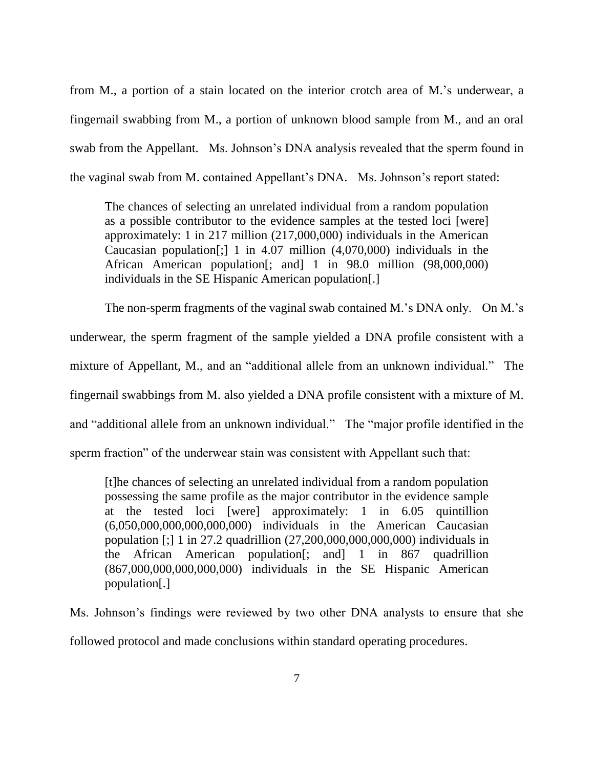from M., a portion of a stain located on the interior crotch area of M.'s underwear, a fingernail swabbing from M., a portion of unknown blood sample from M., and an oral swab from the Appellant. Ms. Johnson's DNA analysis revealed that the sperm found in the vaginal swab from M. contained Appellant's DNA. Ms. Johnson's report stated:

> The chances of selecting an unrelated individual from a random population as a possible contributor to the evidence samples at the tested loci [were] approximately: 1 in 217 million (217,000,000) individuals in the American Caucasian population[;] 1 in 4.07 million (4,070,000) individuals in the African American population[; and] 1 in 98.0 million (98,000,000) individuals in the SE Hispanic American population[.]

The non-sperm fragments of the vaginal swab contained M.'s DNA only. On M.'s underwear, the sperm fragment of the sample yielded a DNA profile consistent with a mixture of Appellant, M., and an "additional allele from an unknown individual." The fingernail swabbings from M. also yielded a DNA profile consistent with a mixture of M. and "additional allele from an unknown individual." The "major profile identified in the sperm fraction" of the underwear stain was consistent with Appellant such that:

> [t]he chances of selecting an unrelated individual from a random population possessing the same profile as the major contributor in the evidence sample at the tested loci [were] approximately: 1 in 6.05 quintillion (6,050,000,000,000,000,000) individuals in the American Caucasian population [;] 1 in 27.2 quadrillion (27,200,000,000,000,000) individuals in the African American population[; and] 1 in 867 quadrillion (867,000,000,000,000,000) individuals in the SE Hispanic American population[.]

Ms. Johnson's findings were reviewed by two other DNA analysts to ensure that she followed protocol and made conclusions within standard operating procedures.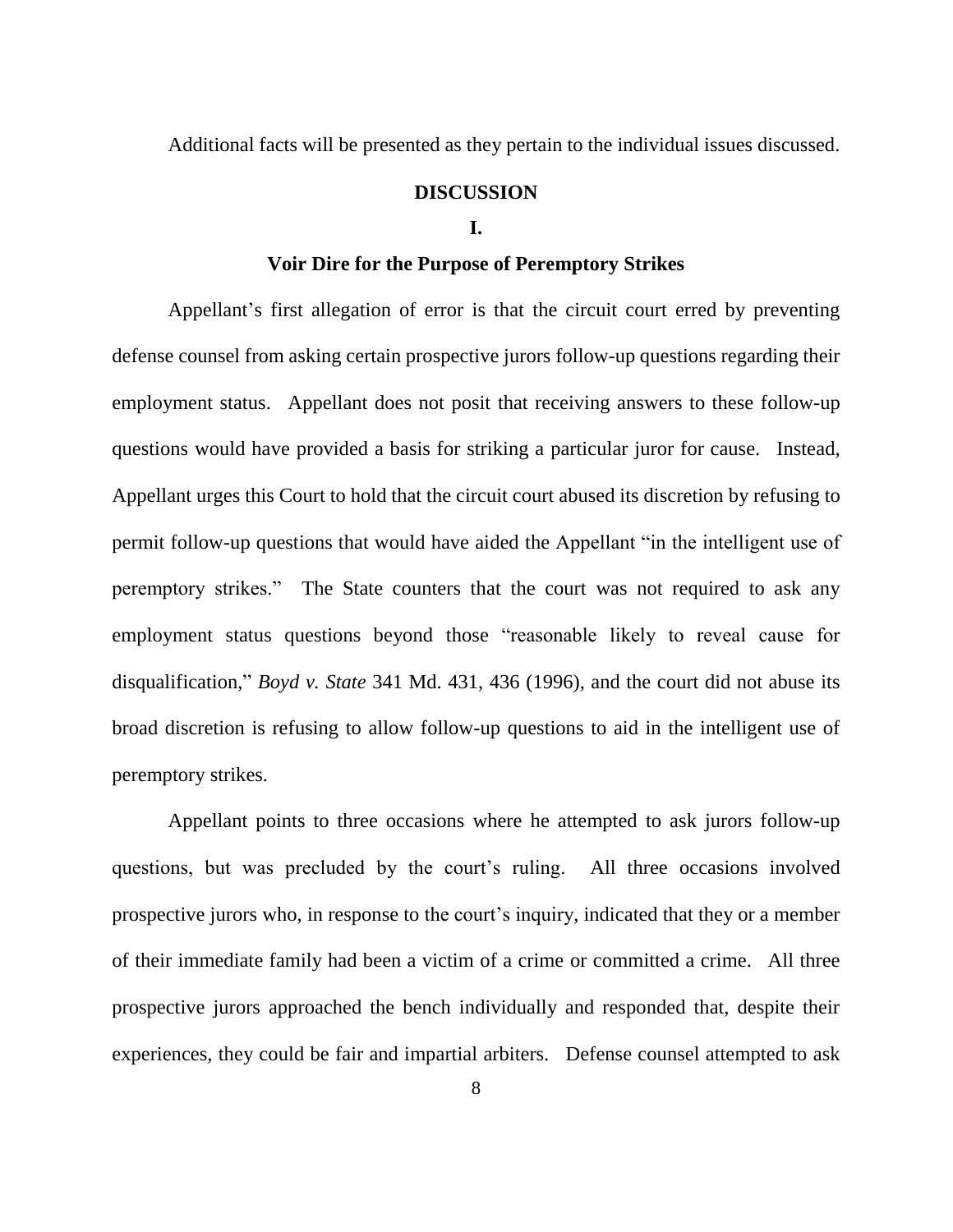Additional facts will be presented as they pertain to the individual issues discussed.

## DISCUSSION

### I.

### Voir Dire for the Purpose of Peremptory Strikes

Appellant's first allegation of error is that the circuit court erred by preventing defense counsel from asking certain prospective jurors follow-up questions regarding their employment status. Appellant does not posit that receiving answers to these follow-up questions would have provided a basis for striking a particular juror for cause. Instead, Appellant urges this Court to hold that the circuit court abused its discretion by refusing to permit follow-up questions that would have aided the Appellant "in the intelligent use of peremptory strikes." The State counters that the court was not required to ask any employment status questions beyond those "reasonable likely to reveal cause for disqualification," *Boyd v. State* 341 Md. 431, 436 (1996), and the court did not abuse its broad discretion is refusing to allow follow-up questions to aid in the intelligent use of peremptory strikes.

Appellant points to three occasions where he attempted to ask jurors follow-up questions, but was precluded by the court's ruling. All three occasions involved prospective jurors who, in response to the court's inquiry, indicated that they or a member of their immediate family had been a victim of a crime or committed a crime. All three prospective jurors approached the bench individually and responded that, despite their experiences, they could be fair and impartial arbiters. Defense counsel attempted to ask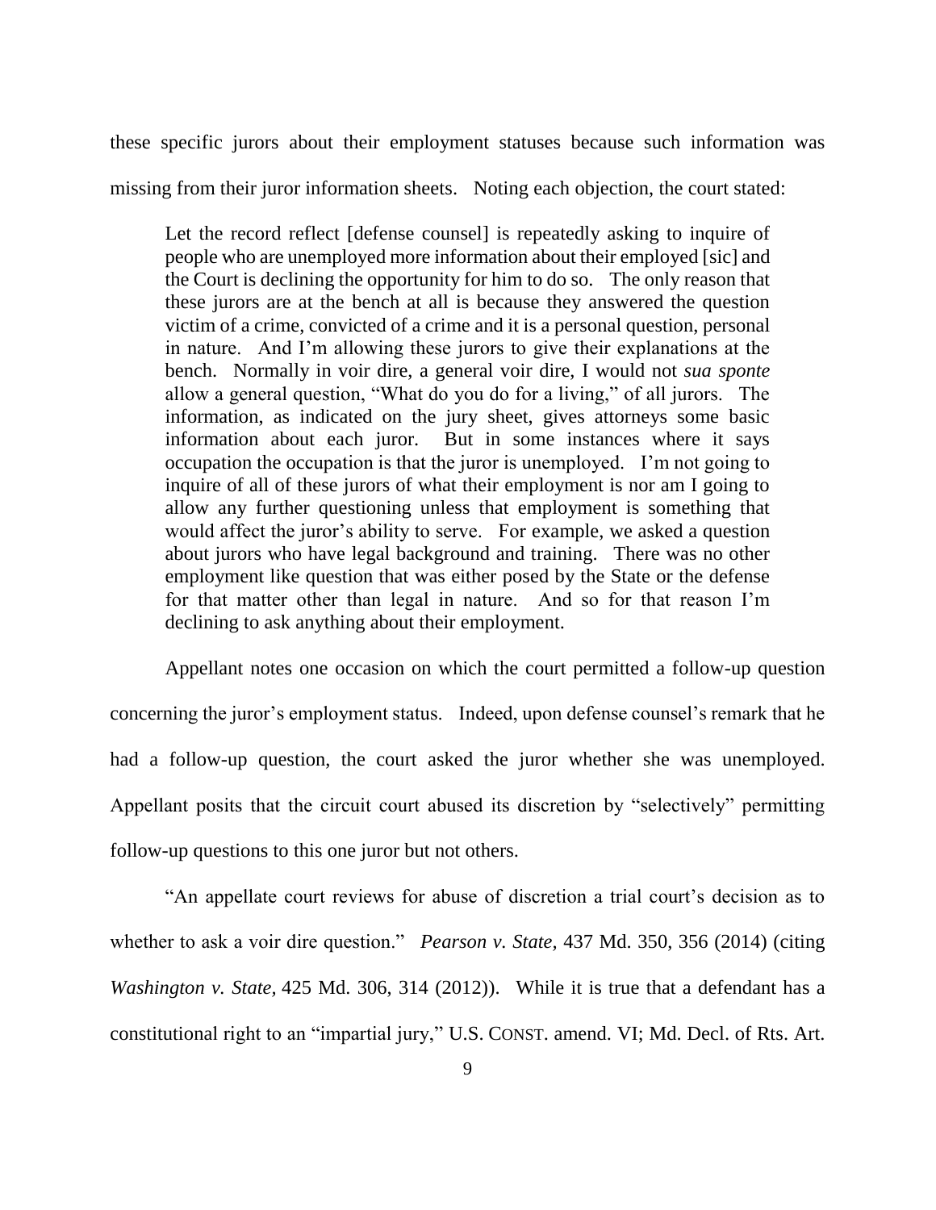these specific jurors about their employment statuses because such information was missing from their juror information sheets. Noting each objection, the court stated:

> Let the record reflect [defense counsel] is repeatedly asking to inquire of people who are unemployed more information about their employed [sic] and the Court is declining the opportunity for him to do so. The only reason that these jurors are at the bench at all is because they answered the question victim of a crime, convicted of a crime and it is a personal question, personal in nature. And I'm allowing these jurors to give their explanations at the bench. Normally in voir dire, a general voir dire, I would not *sua sponte* allow a general question, "What do you do for a living," of all jurors. The information, as indicated on the jury sheet, gives attorneys some basic information about each juror. But in some instances where it says occupation the occupation is that the juror is unemployed. I'm not going to inquire of all of these jurors of what their employment is nor am I going to allow any further questioning unless that employment is something that would affect the juror's ability to serve. For example, we asked a question about jurors who have legal background and training. There was no other employment like question that was either posed by the State or the defense for that matter other than legal in nature. And so for that reason I'm declining to ask anything about their employment.

Appellant notes one occasion on which the court permitted a follow-up question concerning the juror's employment status. Indeed, upon defense counsel's remark that he had a follow-up question, the court asked the juror whether she was unemployed. Appellant posits that the circuit court abused its discretion by "selectively" permitting follow-up questions to this one juror but not others.

"An appellate court reviews for abuse of discretion a trial court's decision as to whether to ask a voir dire question." *Pearson v. State*, 437 Md. 350, 356 (2014) (citing *Washington v. State*, 425 Md. 306, 314 (2012)). While it is true that a defendant has a constitutional right to an "impartial jury," U.S. CONST. amend. VI; Md. Decl. of Rts. Art.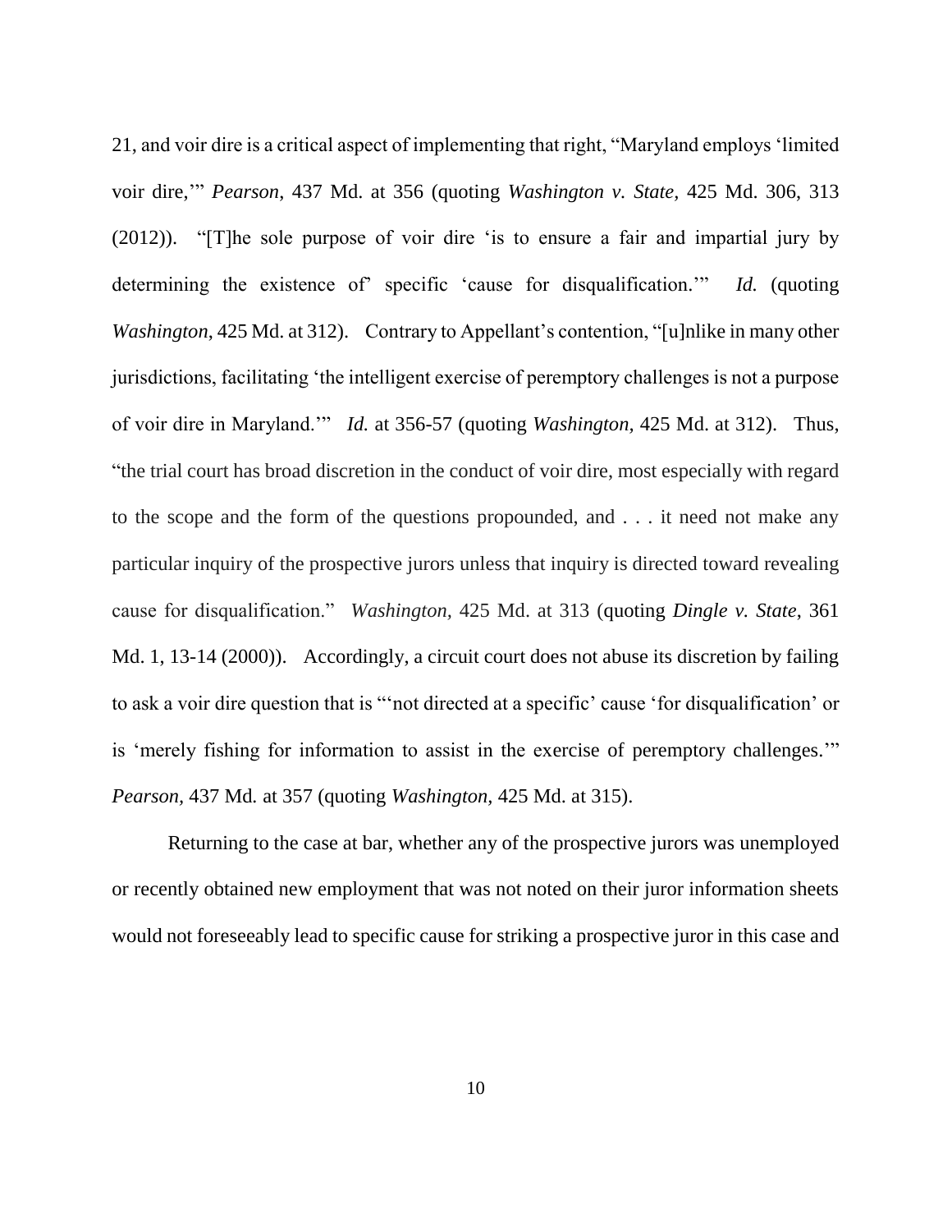21, and voir dire is a critical aspect of implementing that right, "Maryland employs 'limited voir dire,'" *Pearson*, 437 Md. at 356 (quoting *Washington v. State,* 425 Md. 306, 313 (2012)). "[T]he sole purpose of voir dire 'is to ensure a fair and impartial jury by determining the existence of' specific 'cause for disqualification.'" *Id.* (quoting *Washington*, 425 Md. at 312). Contrary to Appellant's contention, "[u]nlike in many other jurisdictions, facilitating 'the intelligent exercise of peremptory challenges is not a purpose of voir dire in Maryland.'" *Id.* at 356-57 (quoting *Washington,* 425 Md. at 312). Thus, "the trial court has broad discretion in the conduct of voir dire, most especially with regard to the scope and the form of the questions propounded, and . . . it need not make any particular inquiry of the prospective jurors unless that inquiry is directed toward revealing cause for disqualification." *Washington*, 425 Md. at 313 (quoting *Dingle v. State*, 361 Md. 1, 13-14 (2000)). Accordingly, a circuit court does not abuse its discretion by failing to ask a voir dire question that is "'not directed at a specific' cause 'for disqualification' or is 'merely fishing for information to assist in the exercise of peremptory challenges.'" *Pearson,* 437 Md. at 357 (quoting *Washington,* 425 Md. at 315).

Returning to the case at bar, whether any of the prospective jurors was unemployed or recently obtained new employment that was not noted on their juror information sheets would not foreseeably lead to specific cause for striking a prospective juror in this case and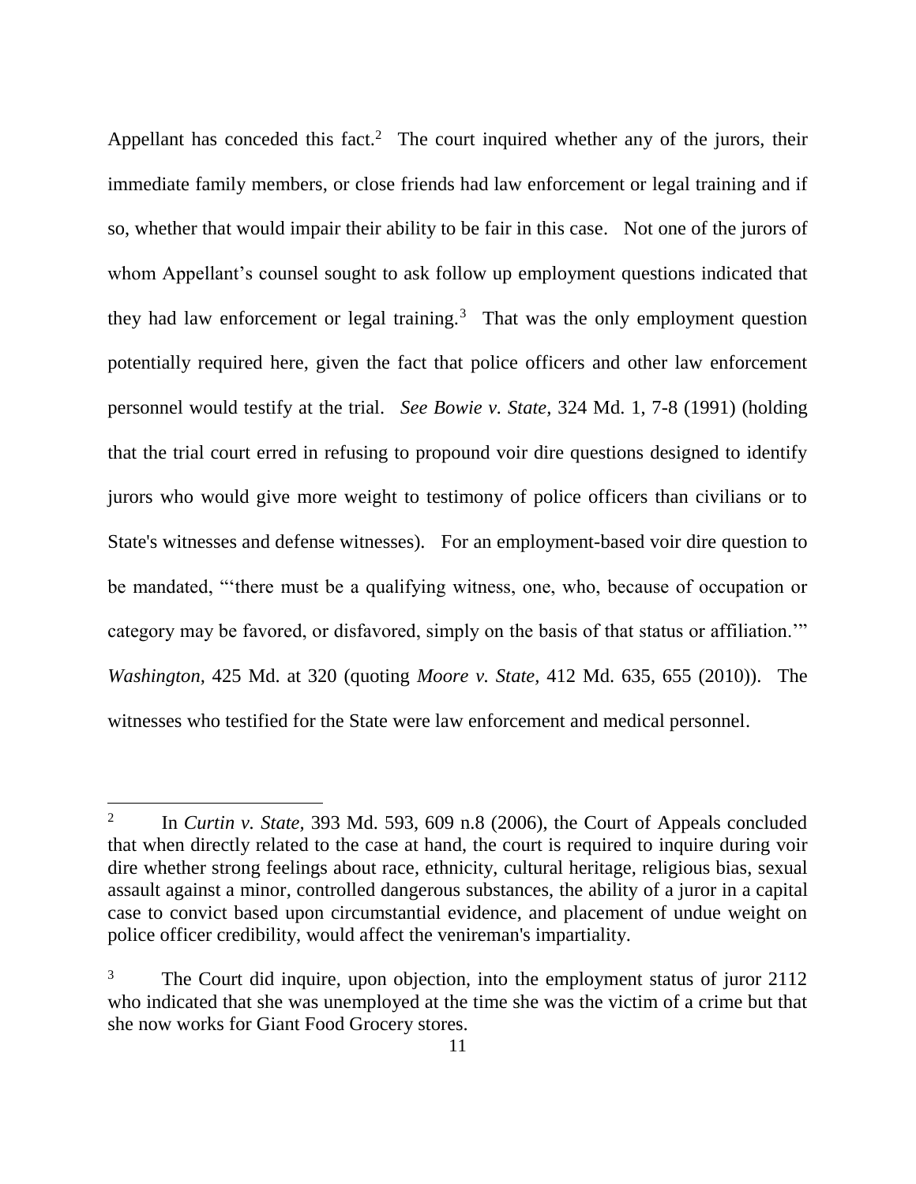Appellant has conceded this fact.[2] The court inquired whether any of the jurors, their immediate family members, or close friends had law enforcement or legal training and if so, whether that would impair their ability to be fair in this case. Not one of the jurors of whom Appellant's counsel sought to ask follow up employment questions indicated that they had law enforcement or legal training.[3] That was the only employment question potentially required here, given the fact that police officers and other law enforcement personnel would testify at the trial. *See Bowie v. State,* 324 Md. 1, 7-8 (1991) (holding that the trial court erred in refusing to propound voir dire questions designed to identify jurors who would give more weight to testimony of police officers than civilians or to State's witnesses and defense witnesses). For an employment-based voir dire question to be mandated, "'there must be a qualifying witness, one, who, because of occupation or category may be favored, or disfavored, simply on the basis of that status or affiliation.'" *Washington*, 425 Md. at 320 (quoting *Moore v. State,* 412 Md. 635, 655 (2010)). The witnesses who testified for the State were law enforcement and medical personnel.

---

[2] In *Curtin v. State,* 393 Md. 593, 609 n.8 (2006), the Court of Appeals concluded that when directly related to the case at hand, the court is required to inquire during voir dire whether strong feelings about race, ethnicity, cultural heritage, religious bias, sexual assault against a minor, controlled dangerous substances, the ability of a juror in a capital case to convict based upon circumstantial evidence, and placement of undue weight on police officer credibility, would affect the venireman's impartiality.

[3] The Court did inquire, upon objection, into the employment status of juror 2112 who indicated that she was unemployed at the time she was the victim of a crime but that she now works for Giant Food Grocery stores.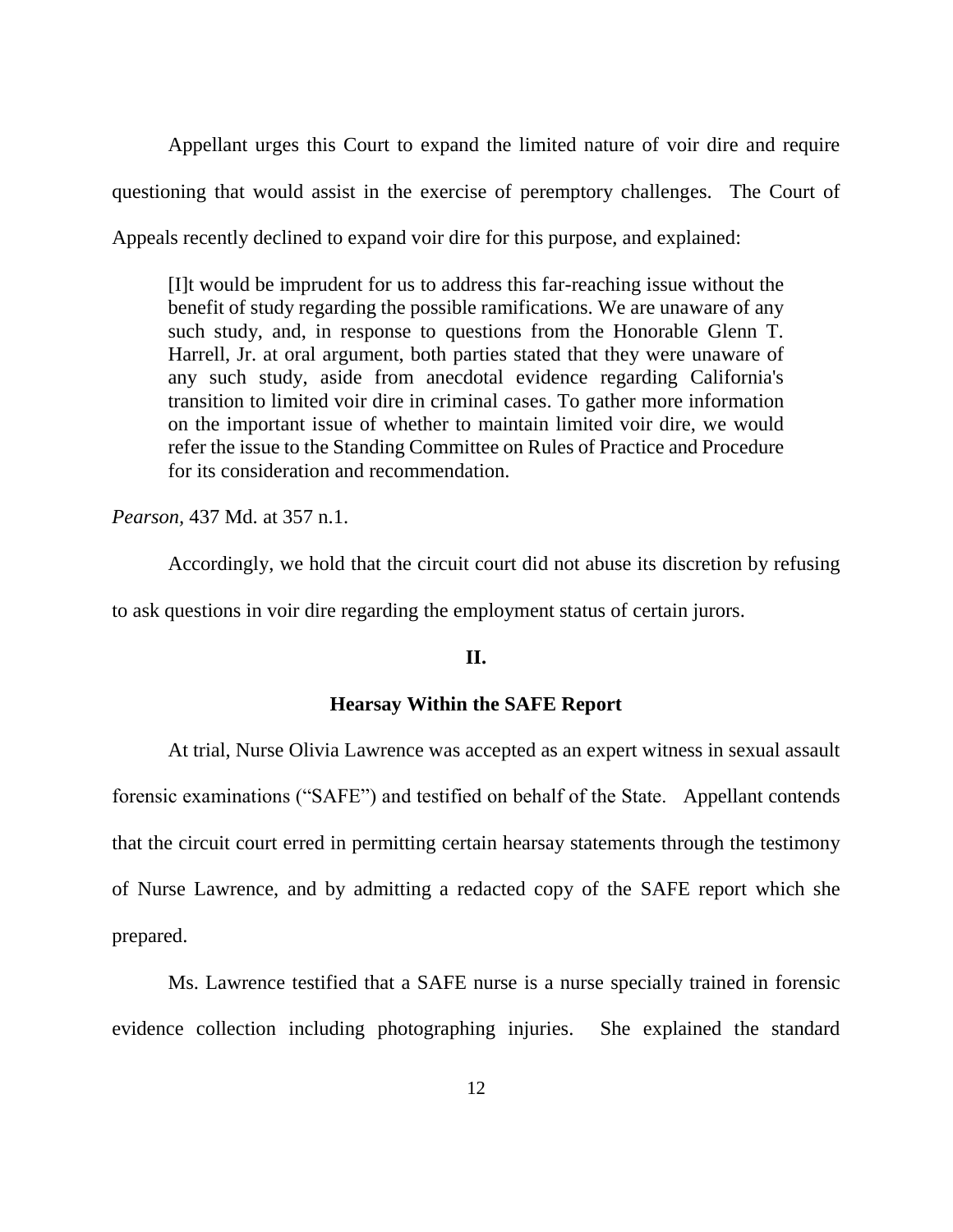Appellant urges this Court to expand the limited nature of voir dire and require questioning that would assist in the exercise of peremptory challenges. The Court of Appeals recently declined to expand voir dire for this purpose, and explained:

> [I]t would be imprudent for us to address this far-reaching issue without the benefit of study regarding the possible ramifications. We are unaware of any such study, and, in response to questions from the Honorable Glenn T. Harrell, Jr. at oral argument, both parties stated that they were unaware of any such study, aside from anecdotal evidence regarding California's transition to limited voir dire in criminal cases. To gather more information on the important issue of whether to maintain limited voir dire, we would refer the issue to the Standing Committee on Rules of Practice and Procedure for its consideration and recommendation.

*Pearson*, 437 Md. at 357 n.1.

Accordingly, we hold that the circuit court did not abuse its discretion by refusing to ask questions in voir dire regarding the employment status of certain jurors.

## II.

## Hearsay Within the SAFE Report

At trial, Nurse Olivia Lawrence was accepted as an expert witness in sexual assault forensic examinations ("SAFE") and testified on behalf of the State. Appellant contends that the circuit court erred in permitting certain hearsay statements through the testimony of Nurse Lawrence, and by admitting a redacted copy of the SAFE report which she prepared.

Ms. Lawrence testified that a SAFE nurse is a nurse specially trained in forensic evidence collection including photographing injuries. She explained the standard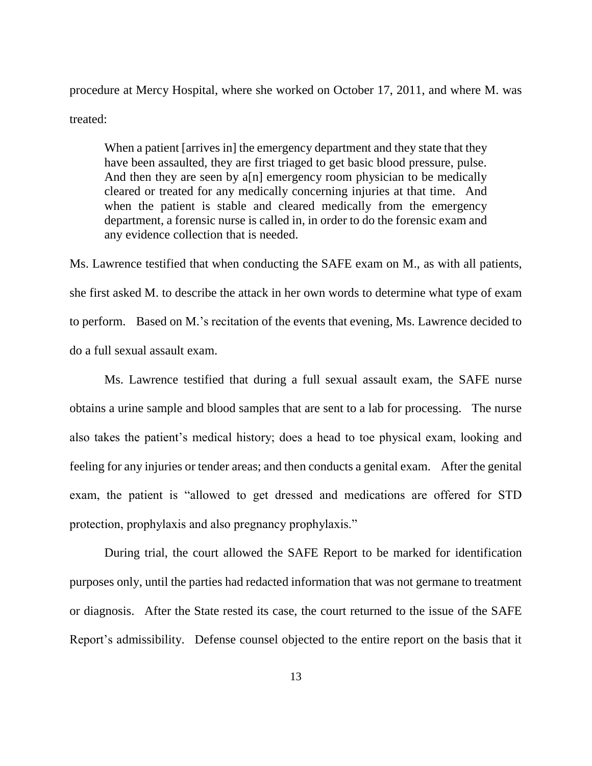procedure at Mercy Hospital, where she worked on October 17, 2011, and where M. was treated:

> When a patient [arrives in] the emergency department and they state that they have been assaulted, they are first triaged to get basic blood pressure, pulse. And then they are seen by a[n] emergency room physician to be medically cleared or treated for any medically concerning injuries at that time. And when the patient is stable and cleared medically from the emergency department, a forensic nurse is called in, in order to do the forensic exam and any evidence collection that is needed.

Ms. Lawrence testified that when conducting the SAFE exam on M., as with all patients, she first asked M. to describe the attack in her own words to determine what type of exam to perform. Based on M.'s recitation of the events that evening, Ms. Lawrence decided to do a full sexual assault exam.

Ms. Lawrence testified that during a full sexual assault exam, the SAFE nurse obtains a urine sample and blood samples that are sent to a lab for processing. The nurse also takes the patient's medical history; does a head to toe physical exam, looking and feeling for any injuries or tender areas; and then conducts a genital exam. After the genital exam, the patient is "allowed to get dressed and medications are offered for STD protection, prophylaxis and also pregnancy prophylaxis."

During trial, the court allowed the SAFE Report to be marked for identification purposes only, until the parties had redacted information that was not germane to treatment or diagnosis. After the State rested its case, the court returned to the issue of the SAFE Report's admissibility. Defense counsel objected to the entire report on the basis that it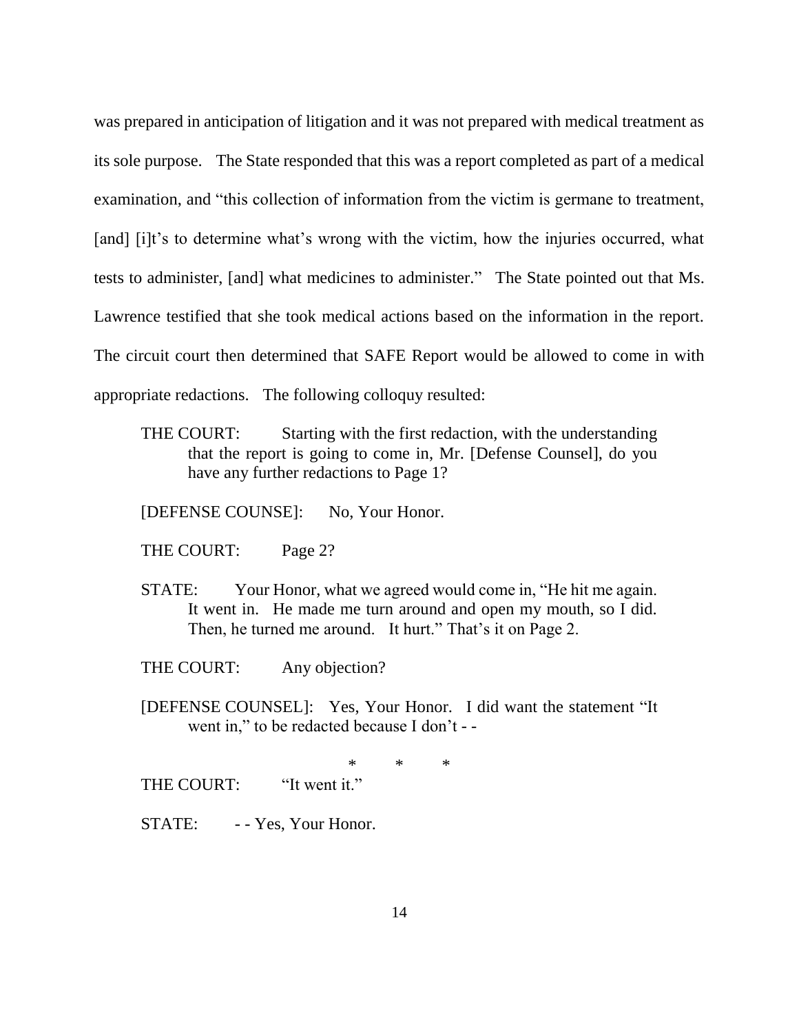was prepared in anticipation of litigation and it was not prepared with medical treatment as its sole purpose. The State responded that this was a report completed as part of a medical examination, and "this collection of information from the victim is germane to treatment, [and] [i]t's to determine what's wrong with the victim, how the injuries occurred, what tests to administer, [and] what medicines to administer." The State pointed out that Ms. Lawrence testified that she took medical actions based on the information in the report. The circuit court then determined that SAFE Report would be allowed to come in with appropriate redactions. The following colloquy resulted:

> THE COURT: Starting with the first redaction, with the understanding that the report is going to come in, Mr. [Defense Counsel], do you have any further redactions to Page 1?
>
> [DEFENSE COUNSE]: No, Your Honor.
>
> THE COURT: Page 2?
>
> STATE: Your Honor, what we agreed would come in, "He hit me again. It went in. He made me turn around and open my mouth, so I did. Then, he turned me around. It hurt." That's it on Page 2.
>
> THE COURT: Any objection?
>
> [DEFENSE COUNSEL]: Yes, Your Honor. I did want the statement "It went in," to be redacted because I don't - -
>
> \* \* \*
>
> THE COURT: "It went it."
>
> STATE: - - Yes, Your Honor.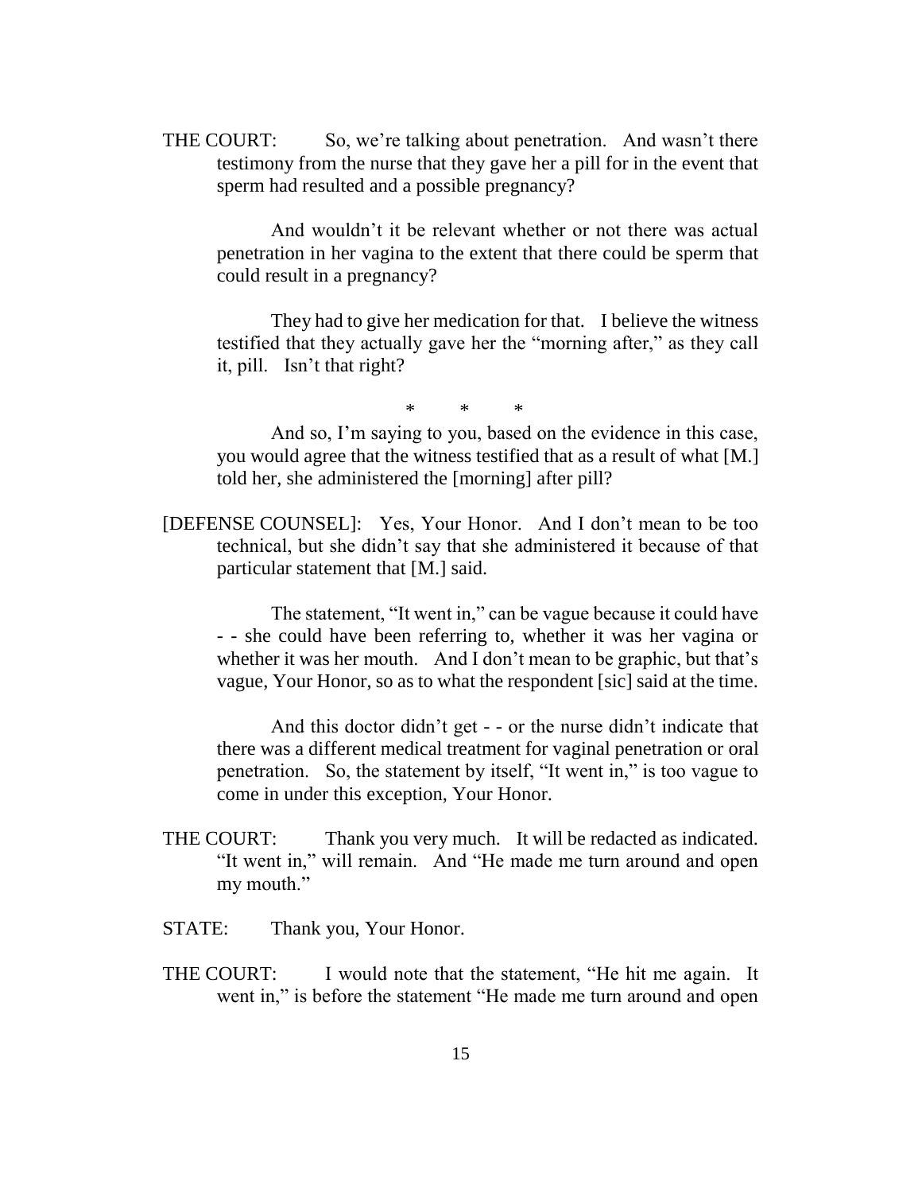THE COURT: So, we're talking about penetration. And wasn't there testimony from the nurse that they gave her a pill for in the event that sperm had resulted and a possible pregnancy?

And wouldn't it be relevant whether or not there was actual penetration in her vagina to the extent that there could be sperm that could result in a pregnancy?

They had to give her medication for that. I believe the witness testified that they actually gave her the "morning after," as they call it, pill. Isn't that right?

\* \* \*

And so, I'm saying to you, based on the evidence in this case, you would agree that the witness testified that as a result of what [M.] told her, she administered the [morning] after pill?

[DEFENSE COUNSEL]: Yes, Your Honor. And I don't mean to be too technical, but she didn't say that she administered it because of that particular statement that [M.] said.

The statement, "It went in," can be vague because it could have - - she could have been referring to, whether it was her vagina or whether it was her mouth. And I don't mean to be graphic, but that's vague, Your Honor, so as to what the respondent [sic] said at the time.

And this doctor didn't get - - or the nurse didn't indicate that there was a different medical treatment for vaginal penetration or oral penetration. So, the statement by itself, "It went in," is too vague to come in under this exception, Your Honor.

THE COURT: Thank you very much. It will be redacted as indicated. "It went in," will remain. And "He made me turn around and open my mouth."

STATE: Thank you, Your Honor.

THE COURT: I would note that the statement, "He hit me again. It went in," is before the statement "He made me turn around and open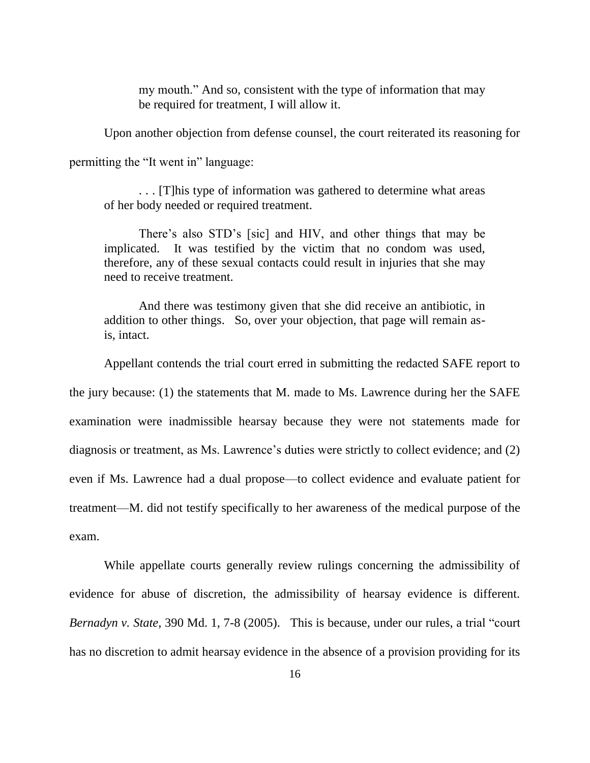> my mouth." And so, consistent with the type of information that may be required for treatment, I will allow it.

Upon another objection from defense counsel, the court reiterated its reasoning for permitting the "It went in" language:

> . . . [T]his type of information was gathered to determine what areas of her body needed or required treatment.
>
> There's also STD's [sic] and HIV, and other things that may be implicated. It was testified by the victim that no condom was used, therefore, any of these sexual contacts could result in injuries that she may need to receive treatment.
>
> And there was testimony given that she did receive an antibiotic, in addition to other things. So, over your objection, that page will remain as-is, intact.

Appellant contends the trial court erred in submitting the redacted SAFE report to the jury because: (1) the statements that M. made to Ms. Lawrence during her the SAFE examination were inadmissible hearsay because they were not statements made for diagnosis or treatment, as Ms. Lawrence's duties were strictly to collect evidence; and (2) even if Ms. Lawrence had a dual propose—to collect evidence and evaluate patient for treatment—M. did not testify specifically to her awareness of the medical purpose of the exam.

While appellate courts generally review rulings concerning the admissibility of evidence for abuse of discretion, the admissibility of hearsay evidence is different. *Bernadyn v. State*, 390 Md. 1, 7-8 (2005). This is because, under our rules, a trial "court has no discretion to admit hearsay evidence in the absence of a provision providing for its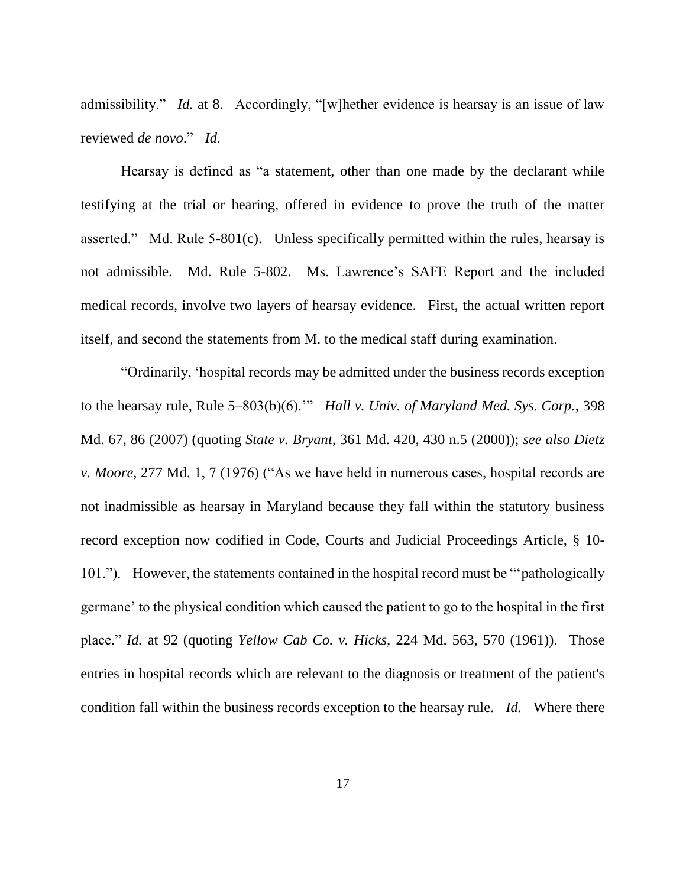admissibility." *Id.* at 8. Accordingly, "[w]hether evidence is hearsay is an issue of law reviewed *de novo*." *Id.*

Hearsay is defined as "a statement, other than one made by the declarant while testifying at the trial or hearing, offered in evidence to prove the truth of the matter asserted." Md. Rule 5-801(c). Unless specifically permitted within the rules, hearsay is not admissible. Md. Rule 5-802. Ms. Lawrence's SAFE Report and the included medical records, involve two layers of hearsay evidence. First, the actual written report itself, and second the statements from M. to the medical staff during examination.

"Ordinarily, 'hospital records may be admitted under the business records exception to the hearsay rule, Rule 5–803(b)(6).'" *Hall v. Univ. of Maryland Med. Sys. Corp.*, 398 Md. 67, 86 (2007) (quoting *State v. Bryant*, 361 Md. 420, 430 n.5 (2000)); *see also Dietz v. Moore*, 277 Md. 1, 7 (1976) ("As we have held in numerous cases, hospital records are not inadmissible as hearsay in Maryland because they fall within the statutory business record exception now codified in Code, Courts and Judicial Proceedings Article, § 10-101."). However, the statements contained in the hospital record must be "'pathologically germane' to the physical condition which caused the patient to go to the hospital in the first place." *Id.* at 92 (quoting *Yellow Cab Co. v. Hicks*, 224 Md. 563, 570 (1961)). Those entries in hospital records which are relevant to the diagnosis or treatment of the patient's condition fall within the business records exception to the hearsay rule. *Id.* Where there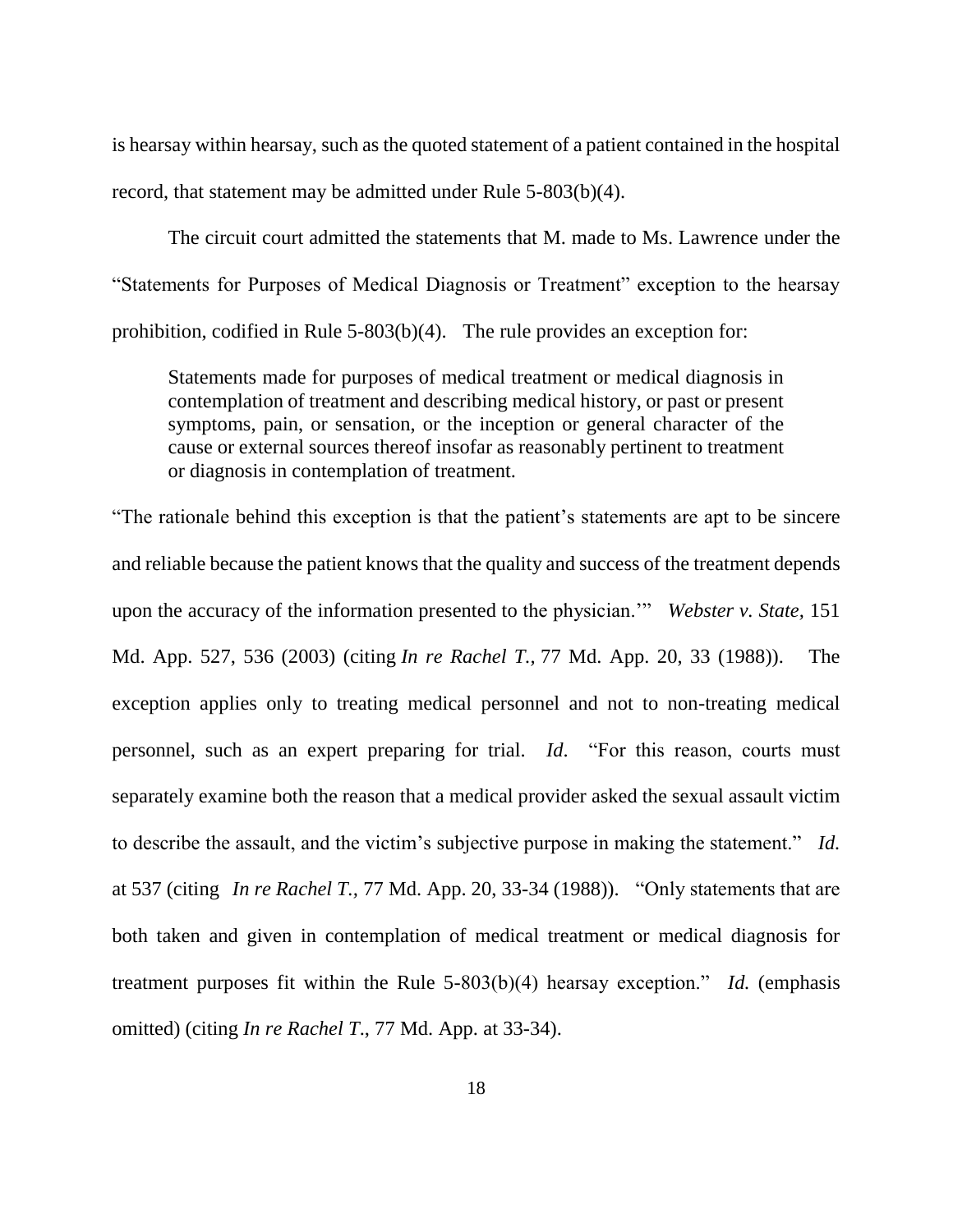is hearsay within hearsay, such as the quoted statement of a patient contained in the hospital record, that statement may be admitted under Rule 5-803(b)(4).

The circuit court admitted the statements that M. made to Ms. Lawrence under the "Statements for Purposes of Medical Diagnosis or Treatment" exception to the hearsay prohibition, codified in Rule 5-803(b)(4). The rule provides an exception for:

> Statements made for purposes of medical treatment or medical diagnosis in contemplation of treatment and describing medical history, or past or present symptoms, pain, or sensation, or the inception or general character of the cause or external sources thereof insofar as reasonably pertinent to treatment or diagnosis in contemplation of treatment.

"The rationale behind this exception is that the patient's statements are apt to be sincere and reliable because the patient knows that the quality and success of the treatment depends upon the accuracy of the information presented to the physician.'" *Webster v. State,* 151 Md. App. 527, 536 (2003) (citing *In re Rachel T.,* 77 Md. App. 20, 33 (1988)). The exception applies only to treating medical personnel and not to non-treating medical personnel, such as an expert preparing for trial. *Id*. "For this reason, courts must separately examine both the reason that a medical provider asked the sexual assault victim to describe the assault, and the victim's subjective purpose in making the statement." *Id.* at 537 (citing *In re Rachel T.,* 77 Md. App. 20, 33-34 (1988)). "Only statements that are both taken and given in contemplation of medical treatment or medical diagnosis for treatment purposes fit within the Rule 5-803(b)(4) hearsay exception." *Id.* (emphasis omitted) (citing *In re Rachel T*., 77 Md. App. at 33-34).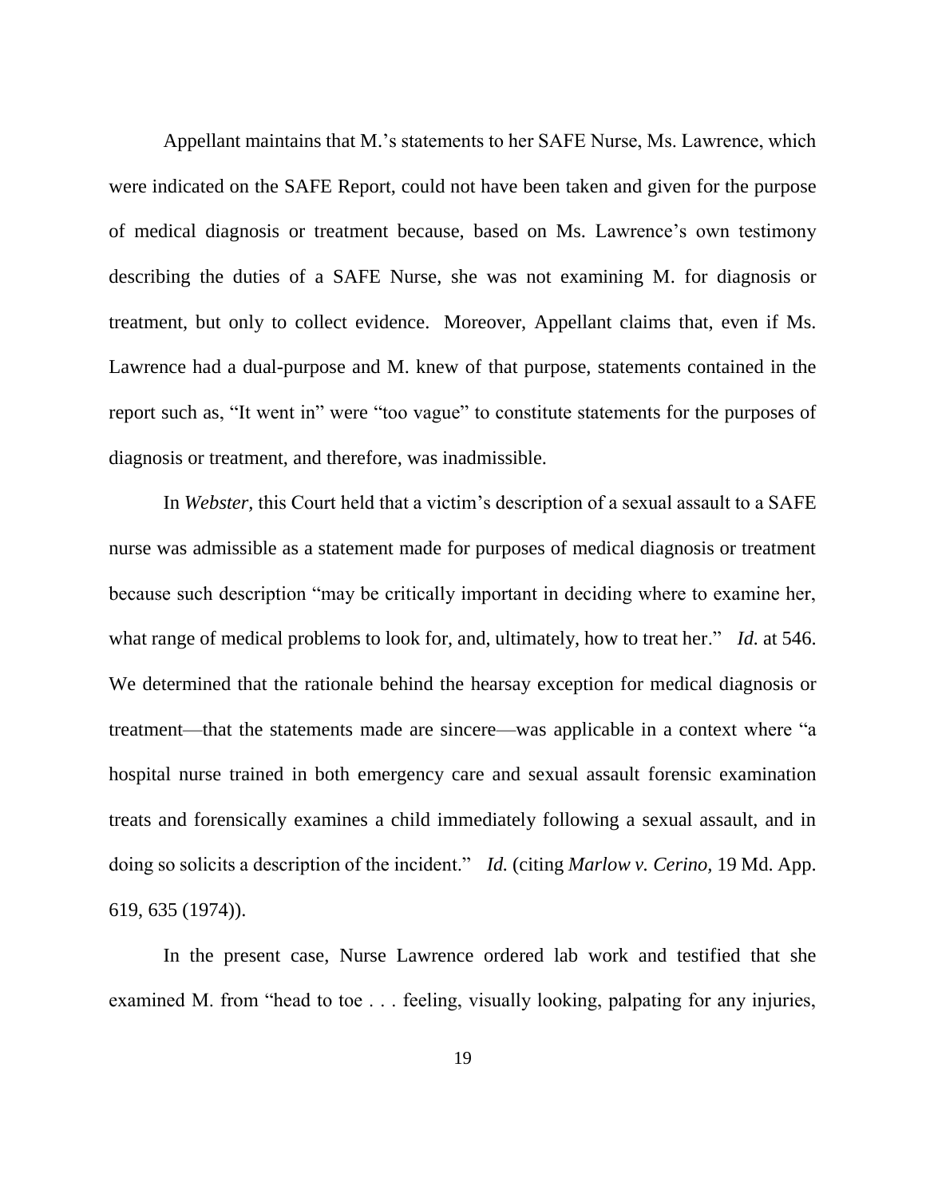Appellant maintains that M.'s statements to her SAFE Nurse, Ms. Lawrence, which were indicated on the SAFE Report, could not have been taken and given for the purpose of medical diagnosis or treatment because, based on Ms. Lawrence's own testimony describing the duties of a SAFE Nurse, she was not examining M. for diagnosis or treatment, but only to collect evidence. Moreover, Appellant claims that, even if Ms. Lawrence had a dual-purpose and M. knew of that purpose, statements contained in the report such as, "It went in" were "too vague" to constitute statements for the purposes of diagnosis or treatment, and therefore, was inadmissible.

In *Webster*, this Court held that a victim's description of a sexual assault to a SAFE nurse was admissible as a statement made for purposes of medical diagnosis or treatment because such description "may be critically important in deciding where to examine her, what range of medical problems to look for, and, ultimately, how to treat her." *Id.* at 546. We determined that the rationale behind the hearsay exception for medical diagnosis or treatment—that the statements made are sincere—was applicable in a context where "a hospital nurse trained in both emergency care and sexual assault forensic examination treats and forensically examines a child immediately following a sexual assault, and in doing so solicits a description of the incident." *Id.* (citing *Marlow v. Cerino*, 19 Md. App. 619, 635 (1974)).

In the present case, Nurse Lawrence ordered lab work and testified that she examined M. from "head to toe . . . feeling, visually looking, palpating for any injuries,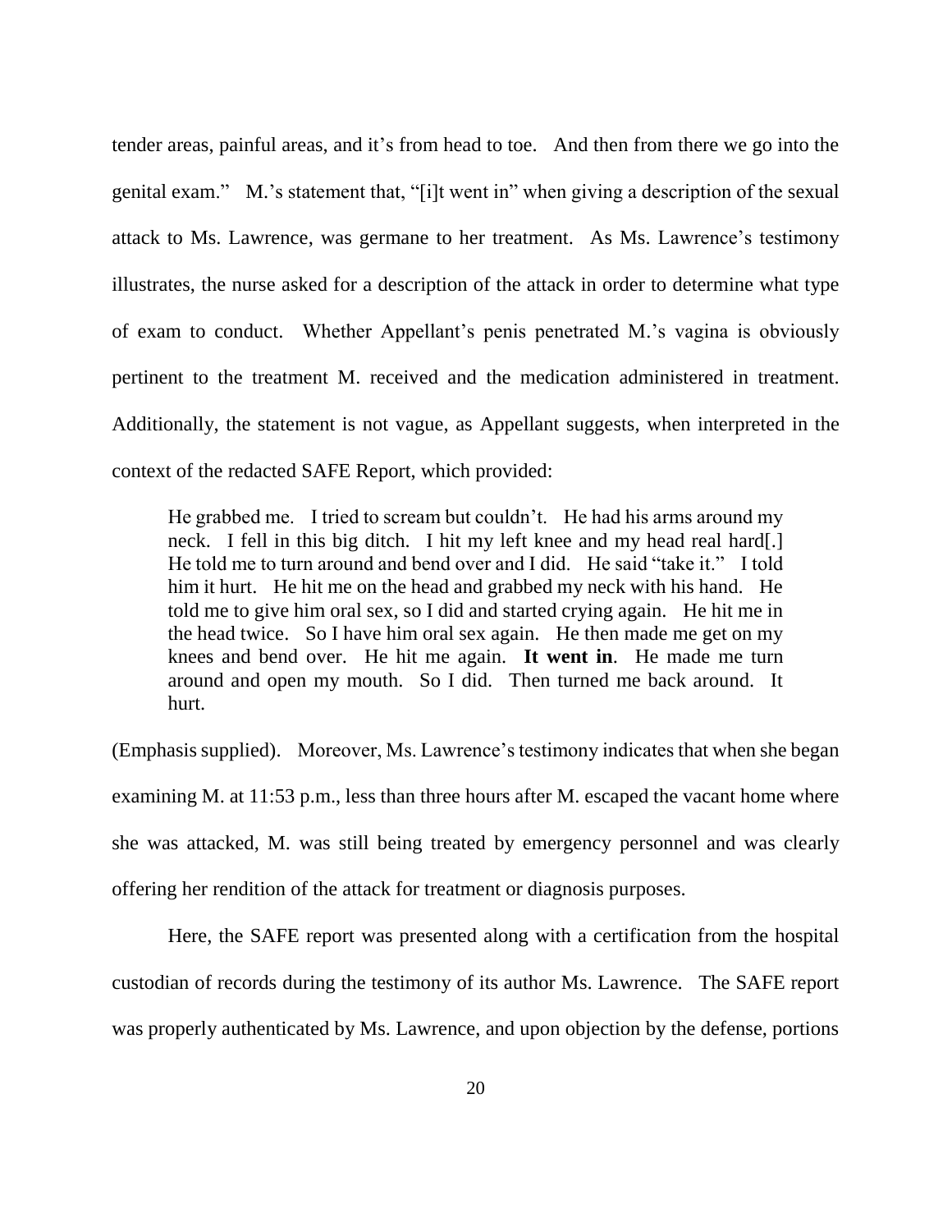tender areas, painful areas, and it's from head to toe. And then from there we go into the genital exam." M.'s statement that, "[i]t went in" when giving a description of the sexual attack to Ms. Lawrence, was germane to her treatment. As Ms. Lawrence's testimony illustrates, the nurse asked for a description of the attack in order to determine what type of exam to conduct. Whether Appellant's penis penetrated M.'s vagina is obviously pertinent to the treatment M. received and the medication administered in treatment. Additionally, the statement is not vague, as Appellant suggests, when interpreted in the context of the redacted SAFE Report, which provided:

> He grabbed me. I tried to scream but couldn't. He had his arms around my neck. I fell in this big ditch. I hit my left knee and my head real hard[.] He told me to turn around and bend over and I did. He said "take it." I told him it hurt. He hit me on the head and grabbed my neck with his hand. He told me to give him oral sex, so I did and started crying again. He hit me in the head twice. So I have him oral sex again. He then made me get on my knees and bend over. He hit me again. **It went in**. He made me turn around and open my mouth. So I did. Then turned me back around. It hurt.

(Emphasis supplied). Moreover, Ms. Lawrence's testimony indicates that when she began examining M. at 11:53 p.m., less than three hours after M. escaped the vacant home where she was attacked, M. was still being treated by emergency personnel and was clearly offering her rendition of the attack for treatment or diagnosis purposes.

Here, the SAFE report was presented along with a certification from the hospital custodian of records during the testimony of its author Ms. Lawrence. The SAFE report was properly authenticated by Ms. Lawrence, and upon objection by the defense, portions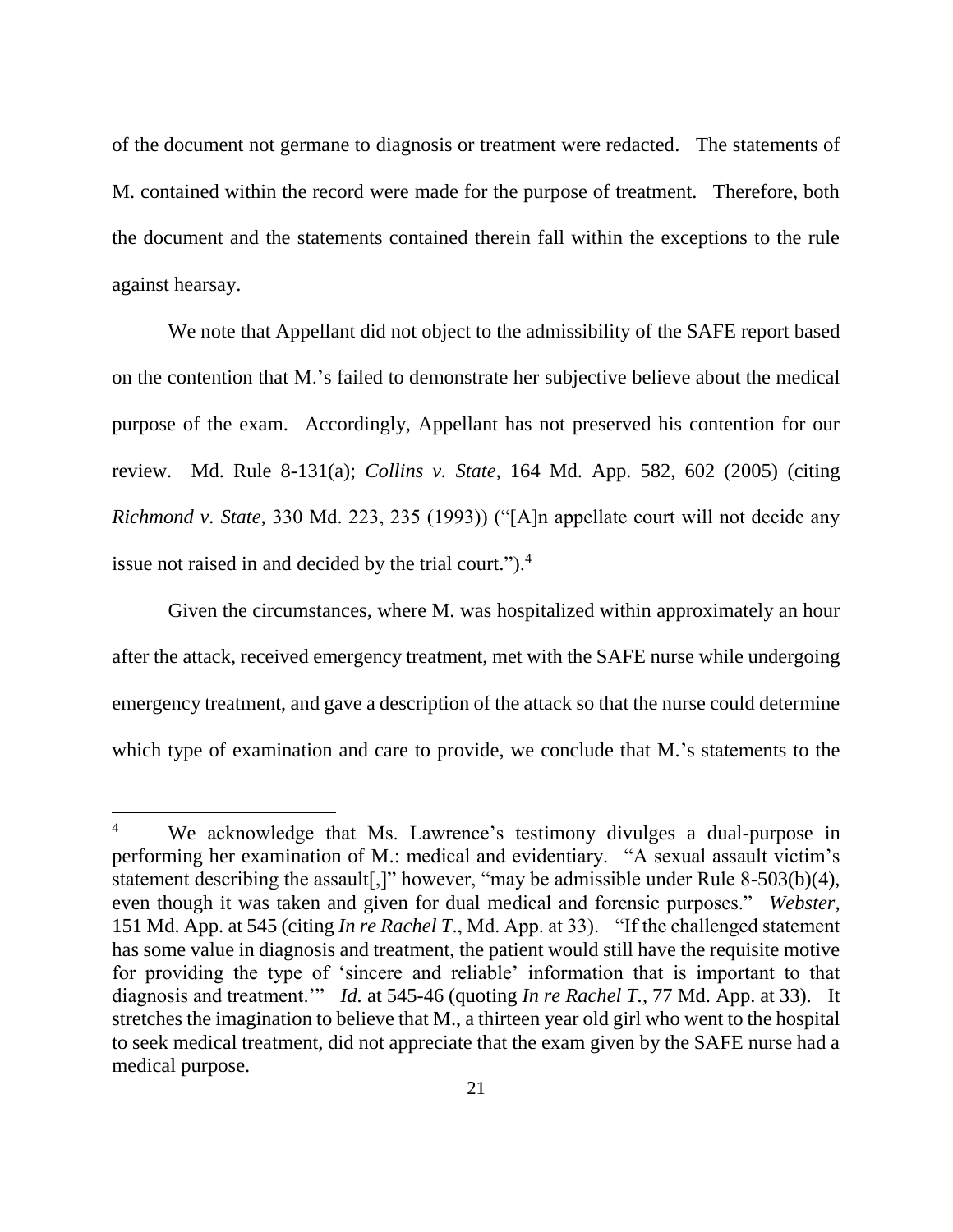of the document not germane to diagnosis or treatment were redacted. The statements of M. contained within the record were made for the purpose of treatment. Therefore, both the document and the statements contained therein fall within the exceptions to the rule against hearsay.

We note that Appellant did not object to the admissibility of the SAFE report based on the contention that M.'s failed to demonstrate her subjective believe about the medical purpose of the exam. Accordingly, Appellant has not preserved his contention for our review. Md. Rule 8-131(a); *Collins v. State*, 164 Md. App. 582, 602 (2005) (citing *Richmond v. State,* 330 Md. 223, 235 (1993)) ("[A]n appellate court will not decide any issue not raised in and decided by the trial court.").[4]

Given the circumstances, where M. was hospitalized within approximately an hour after the attack, received emergency treatment, met with the SAFE nurse while undergoing emergency treatment, and gave a description of the attack so that the nurse could determine which type of examination and care to provide, we conclude that M.'s statements to the

---

[4] We acknowledge that Ms. Lawrence's testimony divulges a dual-purpose in performing her examination of M.: medical and evidentiary. "A sexual assault victim's statement describing the assault[,]" however, "may be admissible under Rule 8-503(b)(4), even though it was taken and given for dual medical and forensic purposes." *Webster*, 151 Md. App. at 545 (citing *In re Rachel T*., Md. App. at 33). "If the challenged statement has some value in diagnosis and treatment, the patient would still have the requisite motive for providing the type of 'sincere and reliable' information that is important to that diagnosis and treatment.'" *Id.* at 545-46 (quoting *In re Rachel T.*, 77 Md. App. at 33). It stretches the imagination to believe that M., a thirteen year old girl who went to the hospital to seek medical treatment, did not appreciate that the exam given by the SAFE nurse had a medical purpose.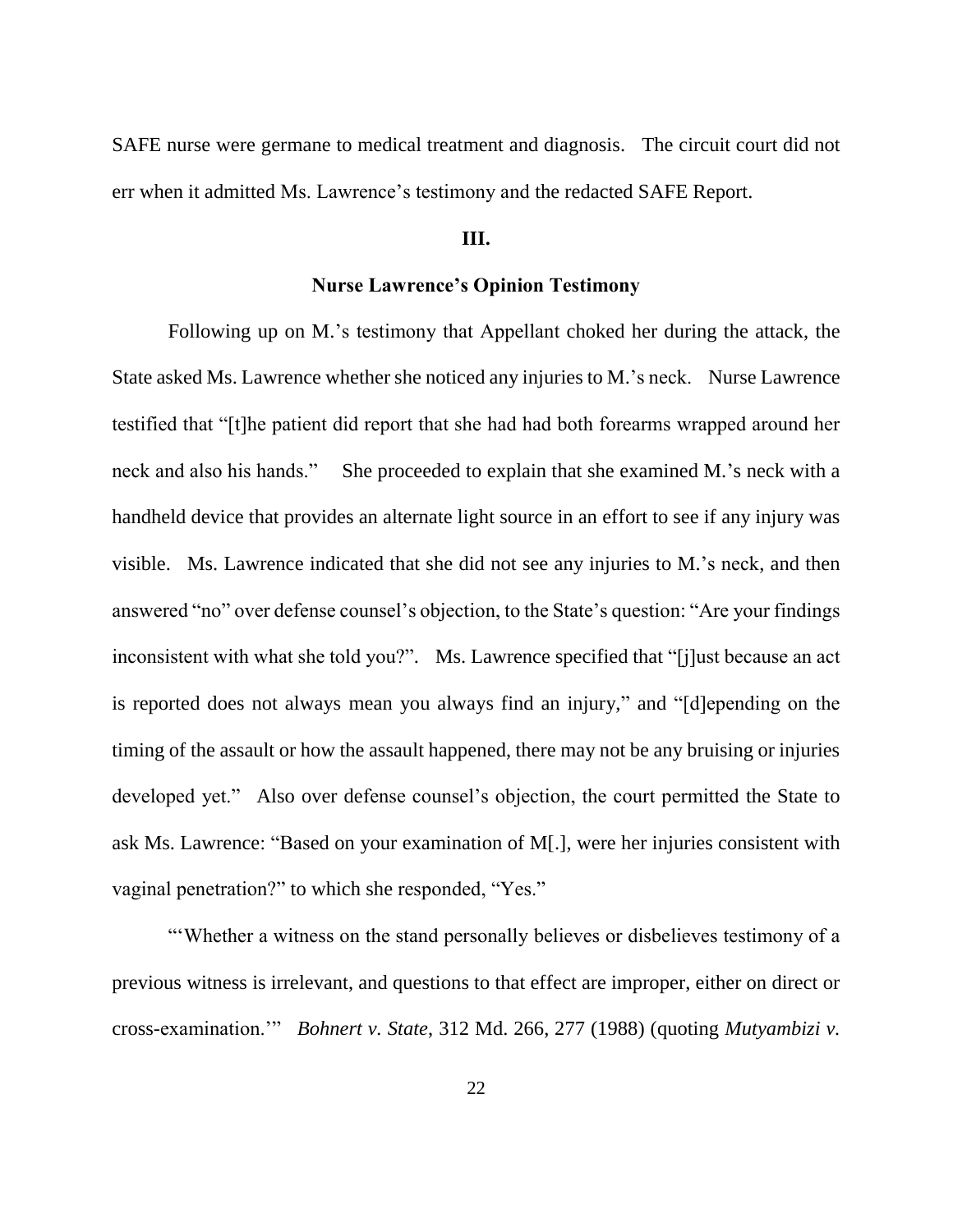SAFE nurse were germane to medical treatment and diagnosis. The circuit court did not err when it admitted Ms. Lawrence's testimony and the redacted SAFE Report.

## III.

### Nurse Lawrence's Opinion Testimony

Following up on M.'s testimony that Appellant choked her during the attack, the State asked Ms. Lawrence whether she noticed any injuries to M.'s neck. Nurse Lawrence testified that "[t]he patient did report that she had had both forearms wrapped around her neck and also his hands." She proceeded to explain that she examined M.'s neck with a handheld device that provides an alternate light source in an effort to see if any injury was visible. Ms. Lawrence indicated that she did not see any injuries to M.'s neck, and then answered "no" over defense counsel's objection, to the State's question: "Are your findings inconsistent with what she told you?". Ms. Lawrence specified that "[j]ust because an act is reported does not always mean you always find an injury," and "[d]epending on the timing of the assault or how the assault happened, there may not be any bruising or injuries developed yet." Also over defense counsel's objection, the court permitted the State to ask Ms. Lawrence: "Based on your examination of M[.], were her injuries consistent with vaginal penetration?" to which she responded, "Yes."

"'Whether a witness on the stand personally believes or disbelieves testimony of a previous witness is irrelevant, and questions to that effect are improper, either on direct or cross-examination.'" *Bohnert v. State*, 312 Md. 266, 277 (1988) (quoting *Mutyambizi v.*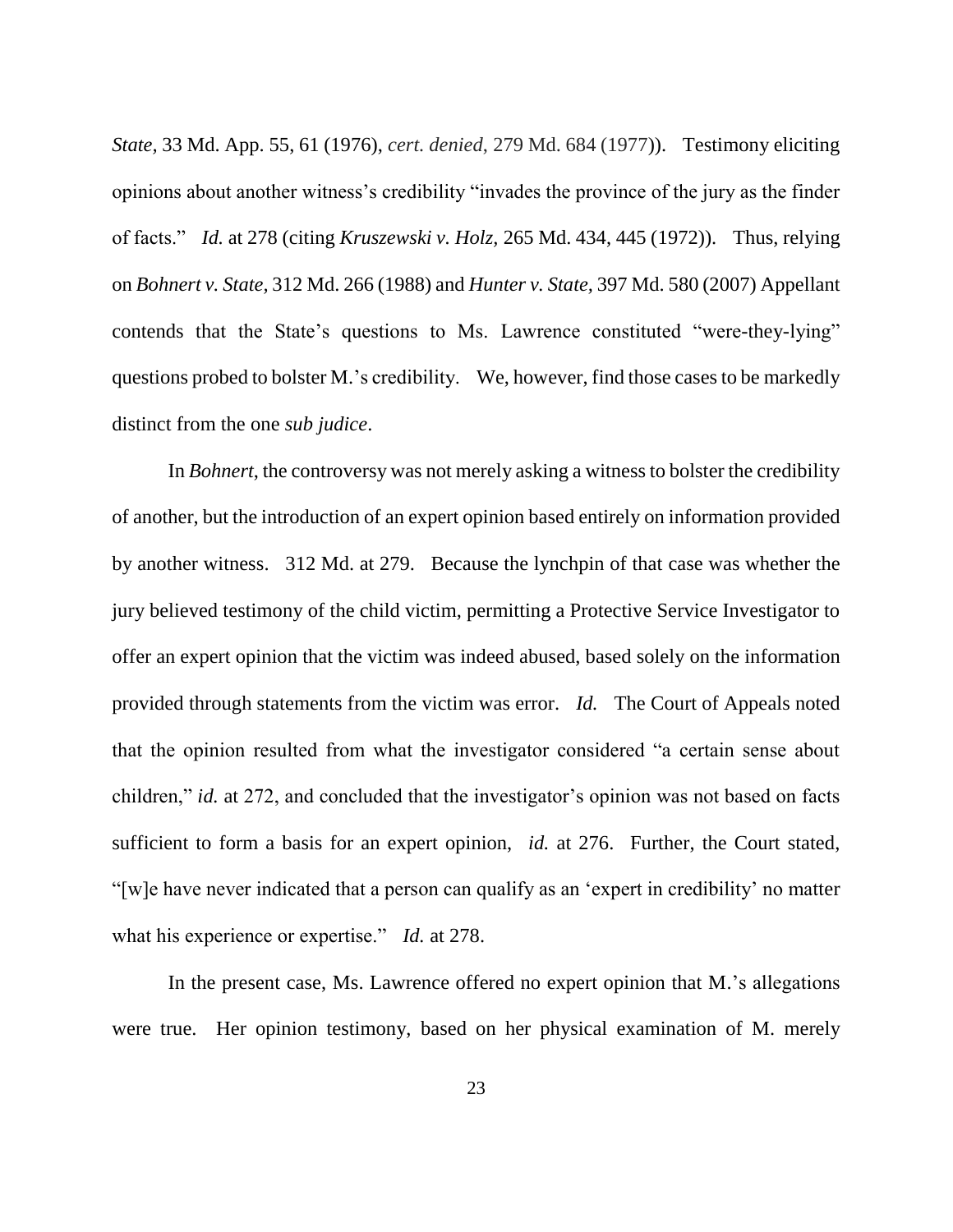*State*, 33 Md. App. 55, 61 (1976), *cert. denied*, 279 Md. 684 (1977)). Testimony eliciting opinions about another witness's credibility "invades the province of the jury as the finder of facts." *Id.* at 278 (citing *Kruszewski v. Holz*, 265 Md. 434, 445 (1972)). Thus, relying on *Bohnert v. State*, 312 Md. 266 (1988) and *Hunter v. State*, 397 Md. 580 (2007) Appellant contends that the State's questions to Ms. Lawrence constituted "were-they-lying" questions probed to bolster M.'s credibility. We, however, find those cases to be markedly distinct from the one *sub judice*.

In *Bohnert*, the controversy was not merely asking a witness to bolster the credibility of another, but the introduction of an expert opinion based entirely on information provided by another witness. 312 Md. at 279. Because the lynchpin of that case was whether the jury believed testimony of the child victim, permitting a Protective Service Investigator to offer an expert opinion that the victim was indeed abused, based solely on the information provided through statements from the victim was error. *Id.* The Court of Appeals noted that the opinion resulted from what the investigator considered "a certain sense about children," *id.* at 272, and concluded that the investigator's opinion was not based on facts sufficient to form a basis for an expert opinion, *id.* at 276. Further, the Court stated, "[w]e have never indicated that a person can qualify as an 'expert in credibility' no matter what his experience or expertise." *Id.* at 278.

In the present case, Ms. Lawrence offered no expert opinion that M.'s allegations were true. Her opinion testimony, based on her physical examination of M. merely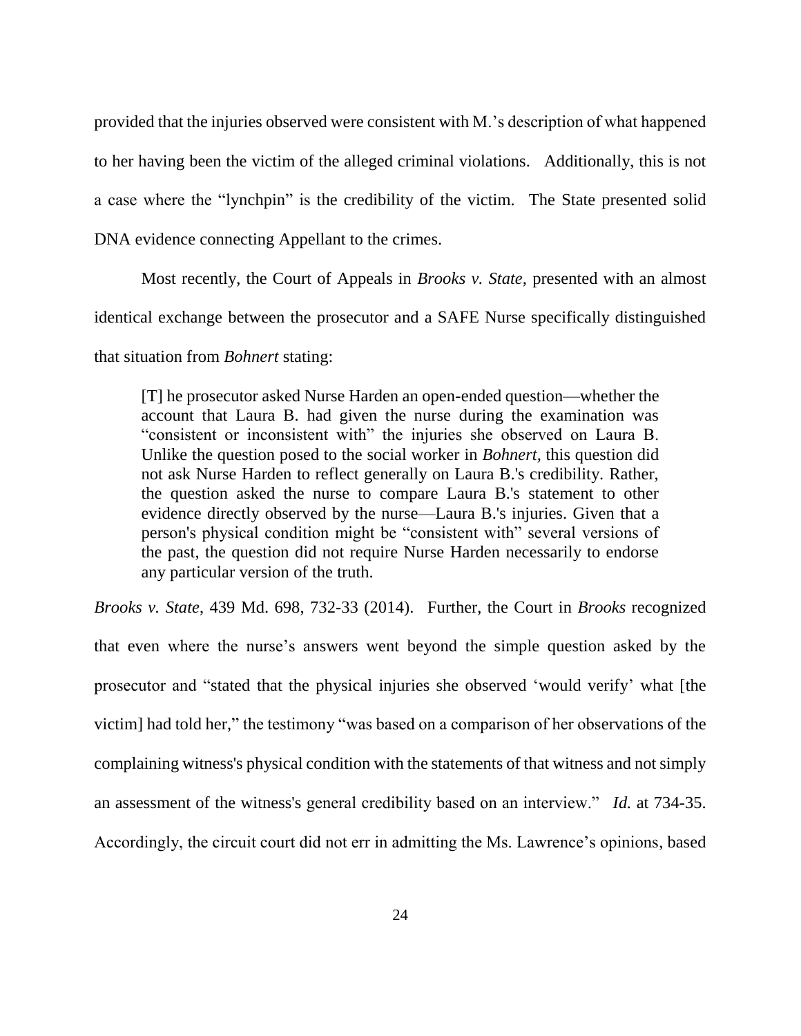provided that the injuries observed were consistent with M.'s description of what happened to her having been the victim of the alleged criminal violations. Additionally, this is not a case where the "lynchpin" is the credibility of the victim. The State presented solid DNA evidence connecting Appellant to the crimes.

Most recently, the Court of Appeals in *Brooks v. State*, presented with an almost identical exchange between the prosecutor and a SAFE Nurse specifically distinguished that situation from *Bohnert* stating:

> [T] he prosecutor asked Nurse Harden an open-ended question—whether the account that Laura B. had given the nurse during the examination was "consistent or inconsistent with" the injuries she observed on Laura B. Unlike the question posed to the social worker in *Bohnert*, this question did not ask Nurse Harden to reflect generally on Laura B.'s credibility. Rather, the question asked the nurse to compare Laura B.'s statement to other evidence directly observed by the nurse—Laura B.'s injuries. Given that a person's physical condition might be "consistent with" several versions of the past, the question did not require Nurse Harden necessarily to endorse any particular version of the truth.

*Brooks v. State*, 439 Md. 698, 732-33 (2014). Further, the Court in *Brooks* recognized that even where the nurse's answers went beyond the simple question asked by the prosecutor and "stated that the physical injuries she observed 'would verify' what [the victim] had told her," the testimony "was based on a comparison of her observations of the complaining witness's physical condition with the statements of that witness and not simply an assessment of the witness's general credibility based on an interview." *Id.* at 734-35. Accordingly, the circuit court did not err in admitting the Ms. Lawrence's opinions, based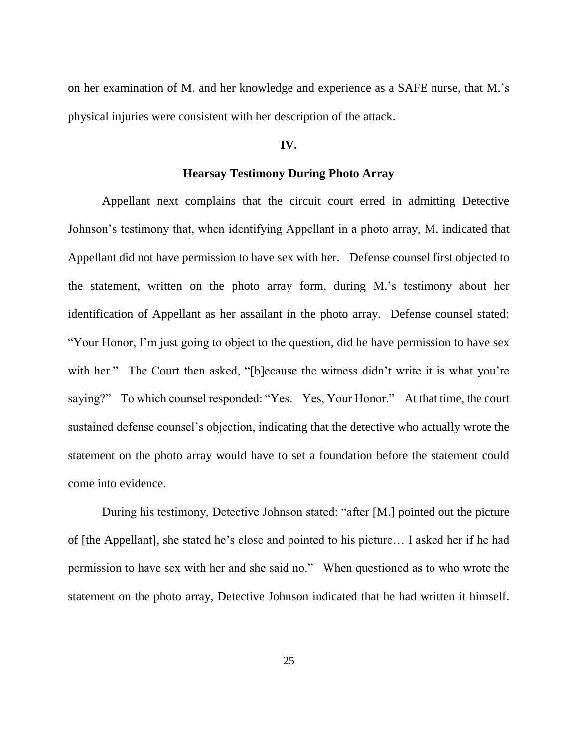on her examination of M. and her knowledge and experience as a SAFE nurse, that M.'s physical injuries were consistent with her description of the attack.

## IV.

### Hearsay Testimony During Photo Array

Appellant next complains that the circuit court erred in admitting Detective Johnson's testimony that, when identifying Appellant in a photo array, M. indicated that Appellant did not have permission to have sex with her. Defense counsel first objected to the statement, written on the photo array form, during M.'s testimony about her identification of Appellant as her assailant in the photo array. Defense counsel stated: "Your Honor, I'm just going to object to the question, did he have permission to have sex with her." The Court then asked, "[b]ecause the witness didn't write it is what you're saying?" To which counsel responded: "Yes. Yes, Your Honor." At that time, the court sustained defense counsel's objection, indicating that the detective who actually wrote the statement on the photo array would have to set a foundation before the statement could come into evidence.

During his testimony, Detective Johnson stated: "after [M.] pointed out the picture of [the Appellant], she stated he's close and pointed to his picture… I asked her if he had permission to have sex with her and she said no." When questioned as to who wrote the statement on the photo array, Detective Johnson indicated that he had written it himself.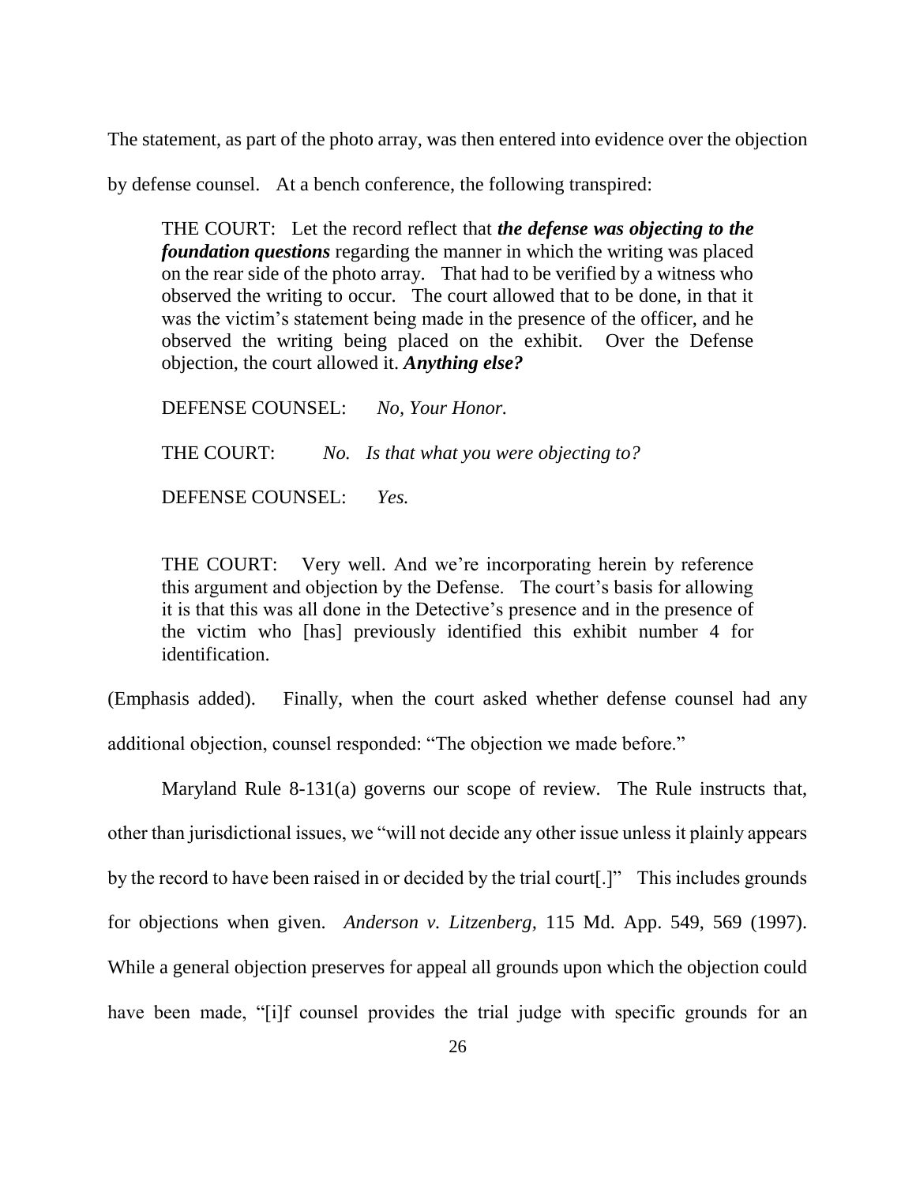The statement, as part of the photo array, was then entered into evidence over the objection by defense counsel. At a bench conference, the following transpired:

> THE COURT: Let the record reflect that ***the defense was objecting to the foundation questions*** regarding the manner in which the writing was placed on the rear side of the photo array. That had to be verified by a witness who observed the writing to occur. The court allowed that to be done, in that it was the victim's statement being made in the presence of the officer, and he observed the writing being placed on the exhibit. Over the Defense objection, the court allowed it. ***Anything else?***
>
> DEFENSE COUNSEL: *No, Your Honor.*
>
> THE COURT: *No. Is that what you were objecting to?*
>
> DEFENSE COUNSEL: *Yes.*
>
> THE COURT: Very well. And we're incorporating herein by reference this argument and objection by the Defense. The court's basis for allowing it is that this was all done in the Detective's presence and in the presence of the victim who [has] previously identified this exhibit number 4 for identification.

(Emphasis added). Finally, when the court asked whether defense counsel had any additional objection, counsel responded: "The objection we made before."

Maryland Rule 8-131(a) governs our scope of review. The Rule instructs that, other than jurisdictional issues, we "will not decide any other issue unless it plainly appears by the record to have been raised in or decided by the trial court[.]" This includes grounds for objections when given. *Anderson v. Litzenberg*, 115 Md. App. 549, 569 (1997). While a general objection preserves for appeal all grounds upon which the objection could have been made, "[i]f counsel provides the trial judge with specific grounds for an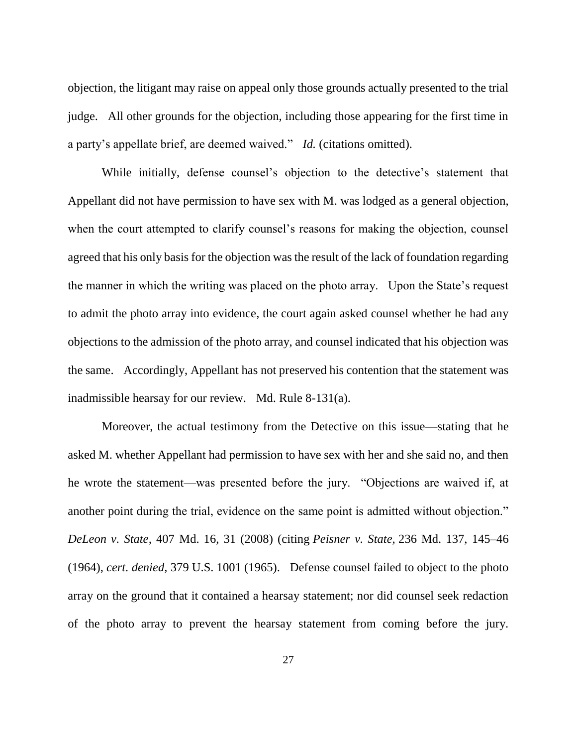objection, the litigant may raise on appeal only those grounds actually presented to the trial judge. All other grounds for the objection, including those appearing for the first time in a party's appellate brief, are deemed waived." *Id.* (citations omitted).

While initially, defense counsel's objection to the detective's statement that Appellant did not have permission to have sex with M. was lodged as a general objection, when the court attempted to clarify counsel's reasons for making the objection, counsel agreed that his only basis for the objection was the result of the lack of foundation regarding the manner in which the writing was placed on the photo array. Upon the State's request to admit the photo array into evidence, the court again asked counsel whether he had any objections to the admission of the photo array, and counsel indicated that his objection was the same. Accordingly, Appellant has not preserved his contention that the statement was inadmissible hearsay for our review. Md. Rule 8-131(a).

Moreover, the actual testimony from the Detective on this issue—stating that he asked M. whether Appellant had permission to have sex with her and she said no, and then he wrote the statement—was presented before the jury. "Objections are waived if, at another point during the trial, evidence on the same point is admitted without objection." *DeLeon v. State*, 407 Md. 16, 31 (2008) (citing *Peisner v. State*, 236 Md. 137, 145–46 (1964), *cert. denied*, 379 U.S. 1001 (1965). Defense counsel failed to object to the photo array on the ground that it contained a hearsay statement; nor did counsel seek redaction of the photo array to prevent the hearsay statement from coming before the jury.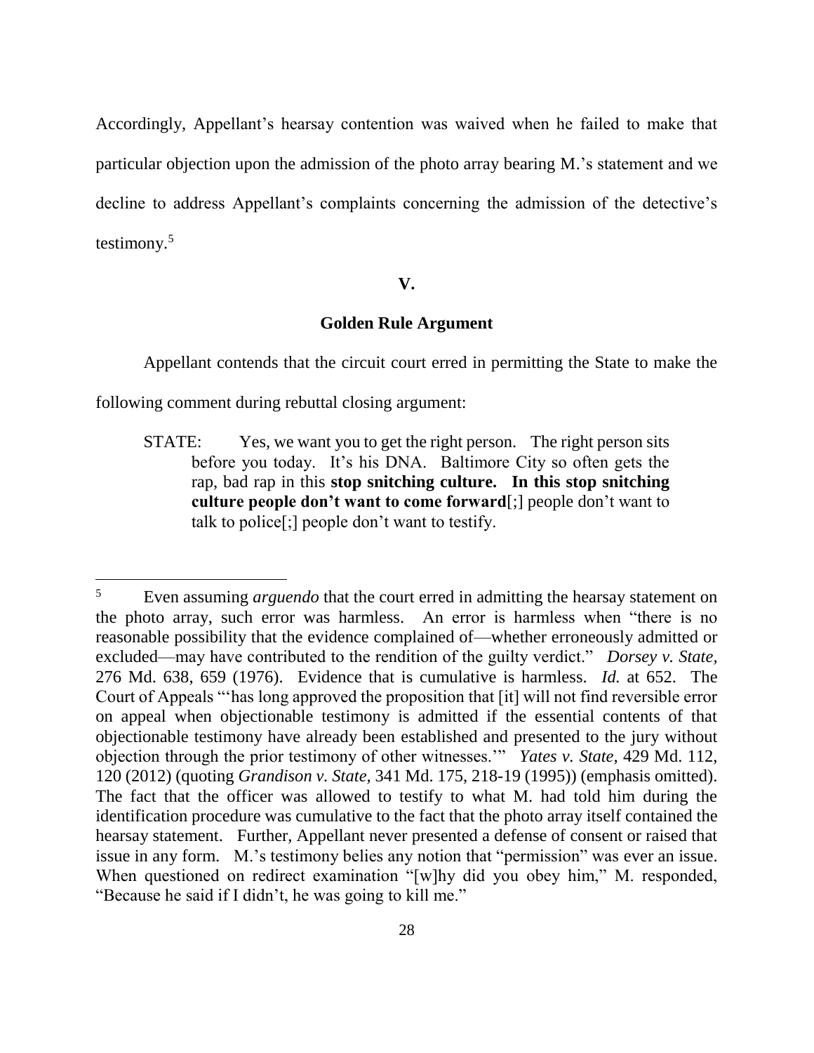Accordingly, Appellant's hearsay contention was waived when he failed to make that particular objection upon the admission of the photo array bearing M.'s statement and we decline to address Appellant's complaints concerning the admission of the detective's testimony.[5]

## V.

### Golden Rule Argument

Appellant contends that the circuit court erred in permitting the State to make the following comment during rebuttal closing argument:

> STATE: Yes, we want you to get the right person. The right person sits before you today. It's his DNA. Baltimore City so often gets the rap, bad rap in this **stop snitching culture. In this stop snitching culture people don't want to come forward**[;] people don't want to talk to police[;] people don't want to testify.

---

[5] Even assuming *arguendo* that the court erred in admitting the hearsay statement on the photo array, such error was harmless. An error is harmless when "there is no reasonable possibility that the evidence complained of—whether erroneously admitted or excluded—may have contributed to the rendition of the guilty verdict." *Dorsey v. State,* 276 Md. 638, 659 (1976). Evidence that is cumulative is harmless. *Id.* at 652. The Court of Appeals "'has long approved the proposition that [it] will not find reversible error on appeal when objectionable testimony is admitted if the essential contents of that objectionable testimony have already been established and presented to the jury without objection through the prior testimony of other witnesses.'" *Yates v. State,* 429 Md. 112, 120 (2012) (quoting *Grandison v. State,* 341 Md. 175, 218-19 (1995)) (emphasis omitted). The fact that the officer was allowed to testify to what M. had told him during the identification procedure was cumulative to the fact that the photo array itself contained the hearsay statement. Further, Appellant never presented a defense of consent or raised that issue in any form. M.'s testimony belies any notion that "permission" was ever an issue. When questioned on redirect examination "[w]hy did you obey him," M. responded, "Because he said if I didn't, he was going to kill me."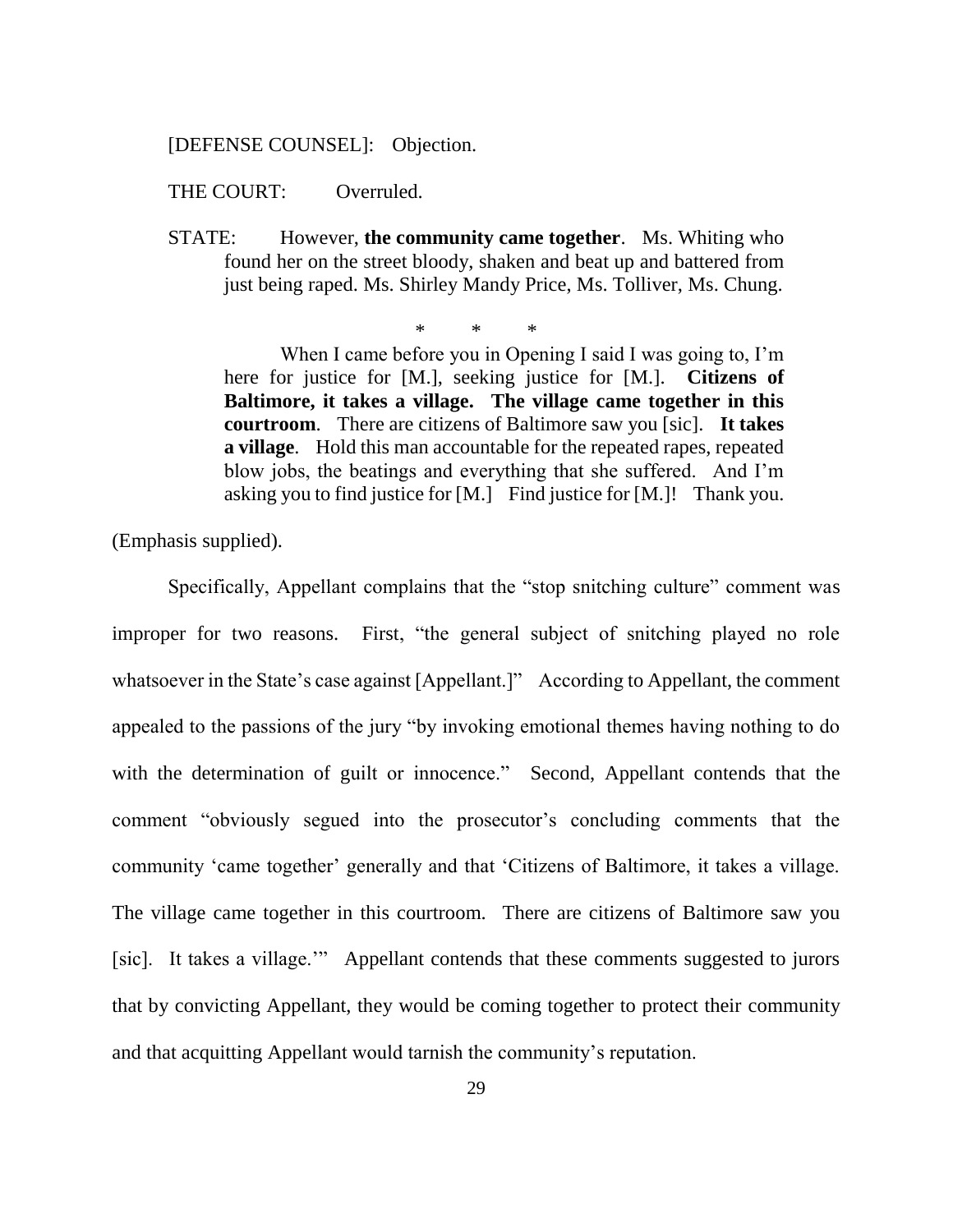[DEFENSE COUNSEL]: Objection.

THE COURT: Overruled.

> STATE: However, **the community came together**. Ms. Whiting who found her on the street bloody, shaken and beat up and battered from just being raped. Ms. Shirley Mandy Price, Ms. Tolliver, Ms. Chung.
>
> \* \* \*
>
> When I came before you in Opening I said I was going to, I'm here for justice for [M.], seeking justice for [M.]. **Citizens of Baltimore, it takes a village. The village came together in this courtroom**. There are citizens of Baltimore saw you [sic]. **It takes a village**. Hold this man accountable for the repeated rapes, repeated blow jobs, the beatings and everything that she suffered. And I'm asking you to find justice for [M.] Find justice for [M.]! Thank you.

(Emphasis supplied).

Specifically, Appellant complains that the "stop snitching culture" comment was improper for two reasons. First, "the general subject of snitching played no role whatsoever in the State's case against [Appellant.]" According to Appellant, the comment appealed to the passions of the jury "by invoking emotional themes having nothing to do with the determination of guilt or innocence." Second, Appellant contends that the comment "obviously segued into the prosecutor's concluding comments that the community 'came together' generally and that 'Citizens of Baltimore, it takes a village. The village came together in this courtroom. There are citizens of Baltimore saw you [sic]. It takes a village.'" Appellant contends that these comments suggested to jurors that by convicting Appellant, they would be coming together to protect their community and that acquitting Appellant would tarnish the community's reputation.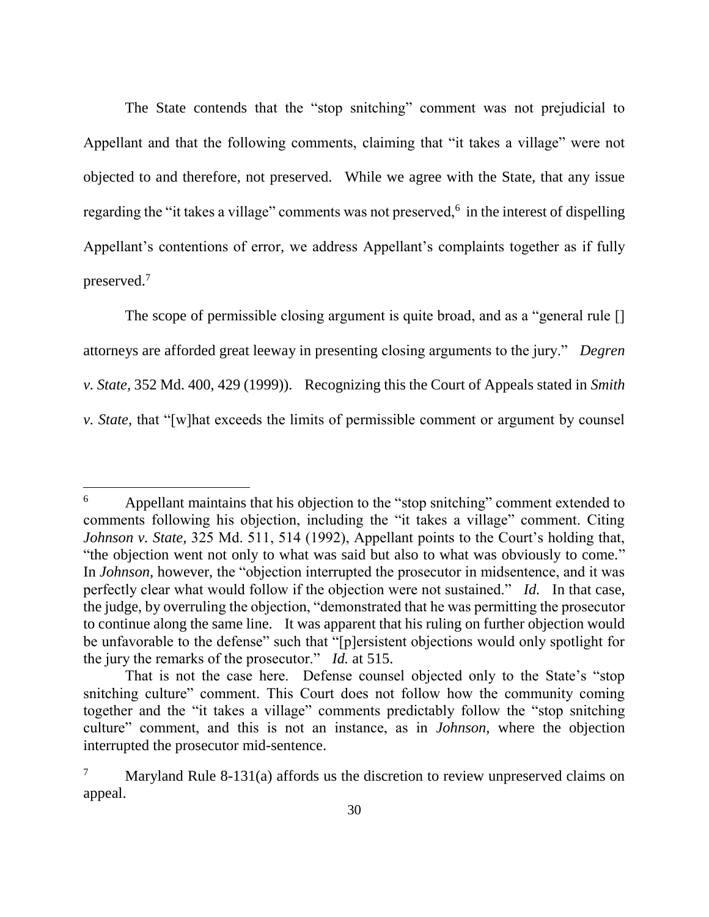The State contends that the "stop snitching" comment was not prejudicial to Appellant and that the following comments, claiming that "it takes a village" were not objected to and therefore, not preserved. While we agree with the State, that any issue regarding the "it takes a village" comments was not preserved,[6] in the interest of dispelling Appellant's contentions of error, we address Appellant's complaints together as if fully preserved.[7]

The scope of permissible closing argument is quite broad, and as a "general rule [] attorneys are afforded great leeway in presenting closing arguments to the jury." *Degren v. State,* 352 Md. 400, 429 (1999)). Recognizing this the Court of Appeals stated in *Smith v. State*, that "[w]hat exceeds the limits of permissible comment or argument by counsel

---

[6] Appellant maintains that his objection to the "stop snitching" comment extended to comments following his objection, including the "it takes a village" comment. Citing *Johnson v. State,* 325 Md. 511, 514 (1992), Appellant points to the Court's holding that, "the objection went not only to what was said but also to what was obviously to come." In *Johnson,* however, the "objection interrupted the prosecutor in midsentence, and it was perfectly clear what would follow if the objection were not sustained." *Id.* In that case, the judge, by overruling the objection, "demonstrated that he was permitting the prosecutor to continue along the same line. It was apparent that his ruling on further objection would be unfavorable to the defense" such that "[p]ersistent objections would only spotlight for the jury the remarks of the prosecutor." *Id.* at 515.

That is not the case here. Defense counsel objected only to the State's "stop snitching culture" comment. This Court does not follow how the community coming together and the "it takes a village" comments predictably follow the "stop snitching culture" comment, and this is not an instance, as in *Johnson,* where the objection interrupted the prosecutor mid-sentence.

[7] Maryland Rule 8-131(a) affords us the discretion to review unpreserved claims on appeal.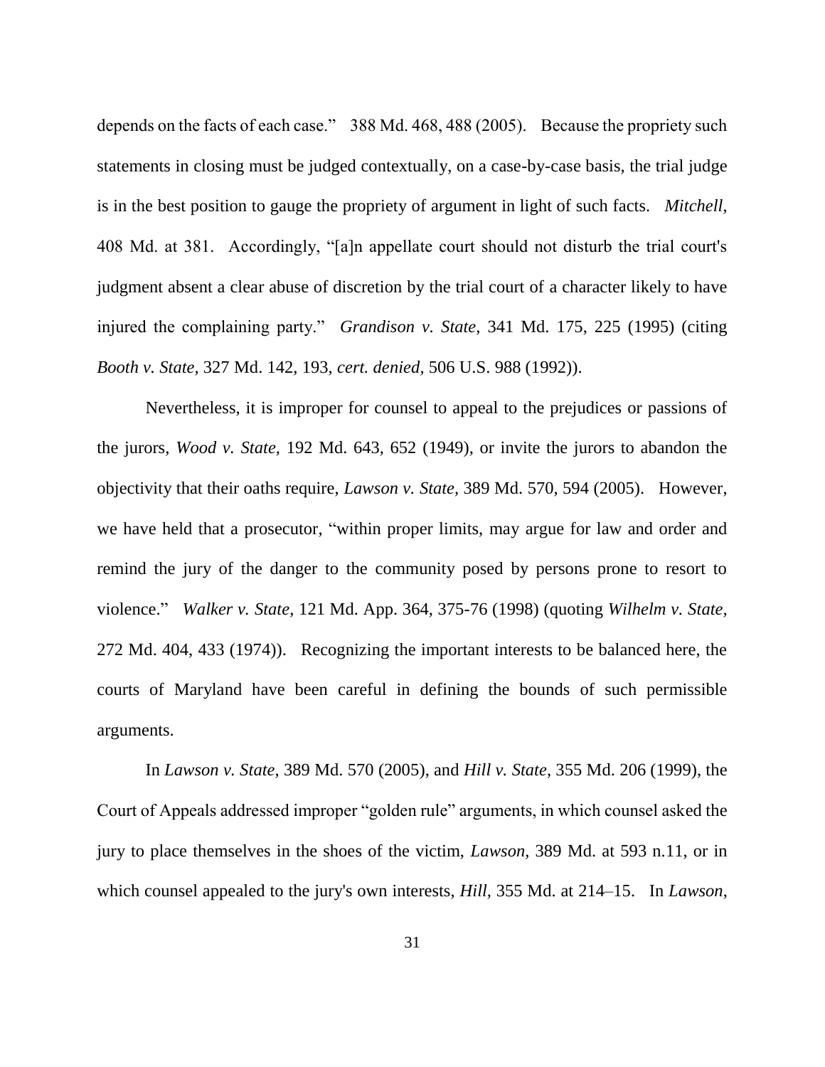depends on the facts of each case." 388 Md. 468, 488 (2005). Because the propriety such statements in closing must be judged contextually, on a case-by-case basis, the trial judge is in the best position to gauge the propriety of argument in light of such facts. *Mitchell*, 408 Md. at 381. Accordingly, "[a]n appellate court should not disturb the trial court's judgment absent a clear abuse of discretion by the trial court of a character likely to have injured the complaining party." *Grandison v. State,* 341 Md. 175, 225 (1995) (citing *Booth v. State,* 327 Md. 142, 193, *cert. denied,* 506 U.S. 988 (1992)).

Nevertheless, it is improper for counsel to appeal to the prejudices or passions of the jurors, *Wood v. State,* 192 Md. 643, 652 (1949), or invite the jurors to abandon the objectivity that their oaths require, *Lawson v. State,* 389 Md. 570, 594 (2005). However, we have held that a prosecutor, "within proper limits, may argue for law and order and remind the jury of the danger to the community posed by persons prone to resort to violence." *Walker v. State*, 121 Md. App. 364, 375-76 (1998) (quoting *Wilhelm v. State,* 272 Md. 404, 433 (1974)). Recognizing the important interests to be balanced here, the courts of Maryland have been careful in defining the bounds of such permissible arguments.

In *Lawson v. State*, 389 Md. 570 (2005), and *Hill v. State*, 355 Md. 206 (1999), the Court of Appeals addressed improper "golden rule" arguments, in which counsel asked the jury to place themselves in the shoes of the victim, *Lawson,* 389 Md. at 593 n.11, or in which counsel appealed to the jury's own interests, *Hill,* 355 Md. at 214–15. In *Lawson*,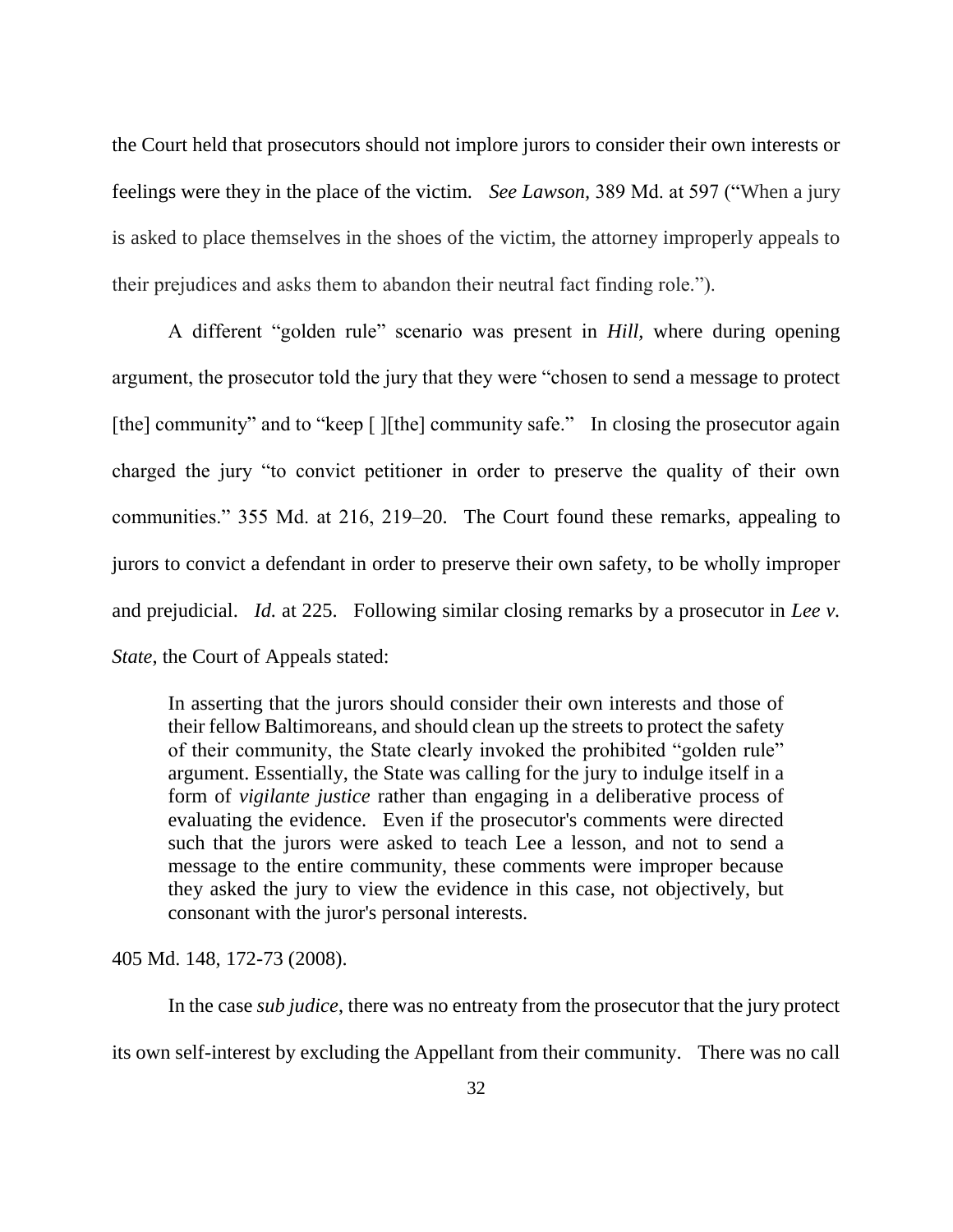the Court held that prosecutors should not implore jurors to consider their own interests or feelings were they in the place of the victim. *See Lawson*, 389 Md. at 597 ("When a jury is asked to place themselves in the shoes of the victim, the attorney improperly appeals to their prejudices and asks them to abandon their neutral fact finding role.").

A different "golden rule" scenario was present in *Hill,* where during opening argument, the prosecutor told the jury that they were "chosen to send a message to protect [the] community" and to "keep [ ][the] community safe." In closing the prosecutor again charged the jury "to convict petitioner in order to preserve the quality of their own communities." 355 Md. at 216, 219–20. The Court found these remarks, appealing to jurors to convict a defendant in order to preserve their own safety, to be wholly improper and prejudicial. *Id.* at 225. Following similar closing remarks by a prosecutor in *Lee v. State*, the Court of Appeals stated:

> In asserting that the jurors should consider their own interests and those of their fellow Baltimoreans, and should clean up the streets to protect the safety of their community, the State clearly invoked the prohibited "golden rule" argument. Essentially, the State was calling for the jury to indulge itself in a form of *vigilante justice* rather than engaging in a deliberative process of evaluating the evidence. Even if the prosecutor's comments were directed such that the jurors were asked to teach Lee a lesson, and not to send a message to the entire community, these comments were improper because they asked the jury to view the evidence in this case, not objectively, but consonant with the juror's personal interests.

405 Md. 148, 172-73 (2008).

In the case *sub judice*, there was no entreaty from the prosecutor that the jury protect its own self-interest by excluding the Appellant from their community. There was no call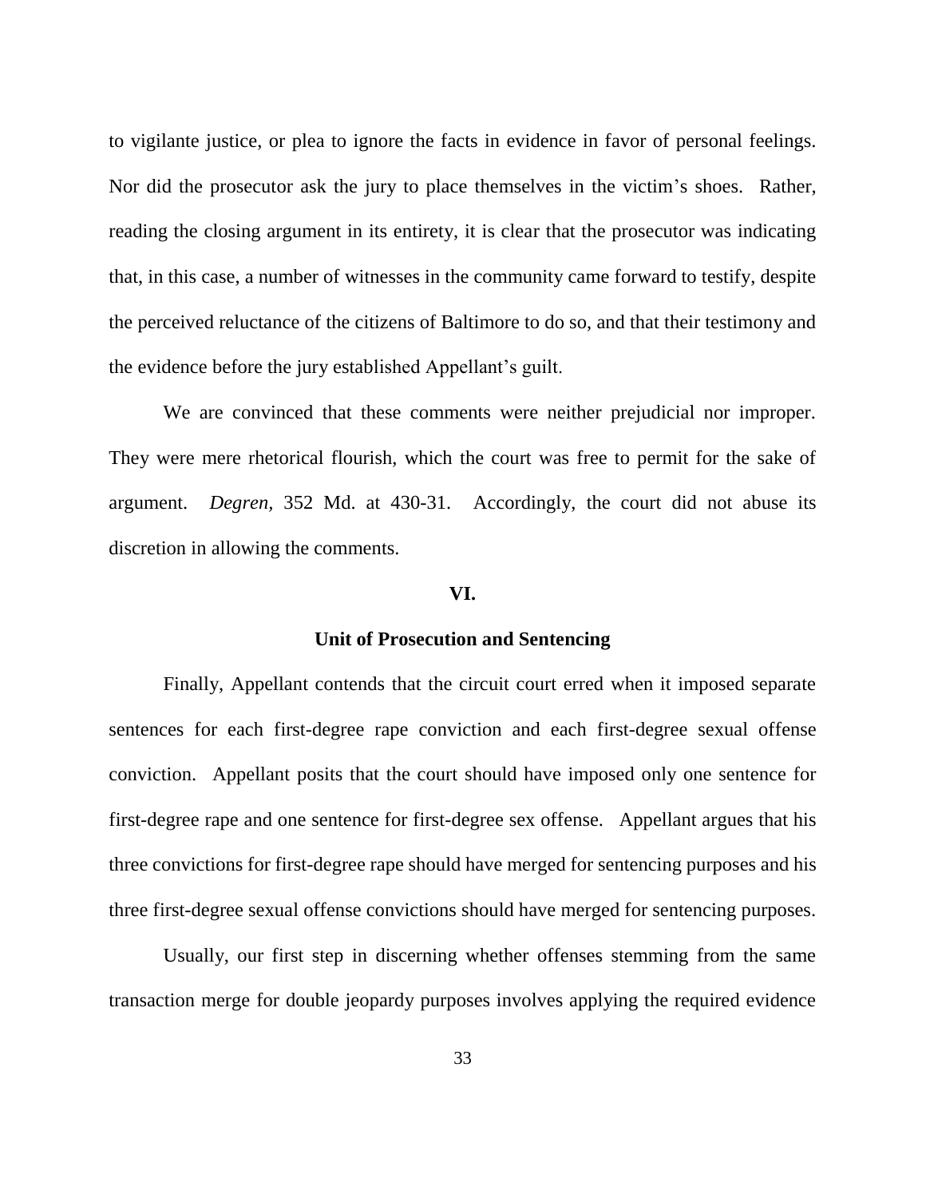to vigilante justice, or plea to ignore the facts in evidence in favor of personal feelings. Nor did the prosecutor ask the jury to place themselves in the victim's shoes. Rather, reading the closing argument in its entirety, it is clear that the prosecutor was indicating that, in this case, a number of witnesses in the community came forward to testify, despite the perceived reluctance of the citizens of Baltimore to do so, and that their testimony and the evidence before the jury established Appellant's guilt.

We are convinced that these comments were neither prejudicial nor improper. They were mere rhetorical flourish, which the court was free to permit for the sake of argument. *Degren*, 352 Md. at 430-31. Accordingly, the court did not abuse its discretion in allowing the comments.

## VI.

## Unit of Prosecution and Sentencing

Finally, Appellant contends that the circuit court erred when it imposed separate sentences for each first-degree rape conviction and each first-degree sexual offense conviction. Appellant posits that the court should have imposed only one sentence for first-degree rape and one sentence for first-degree sex offense. Appellant argues that his three convictions for first-degree rape should have merged for sentencing purposes and his three first-degree sexual offense convictions should have merged for sentencing purposes.

Usually, our first step in discerning whether offenses stemming from the same transaction merge for double jeopardy purposes involves applying the required evidence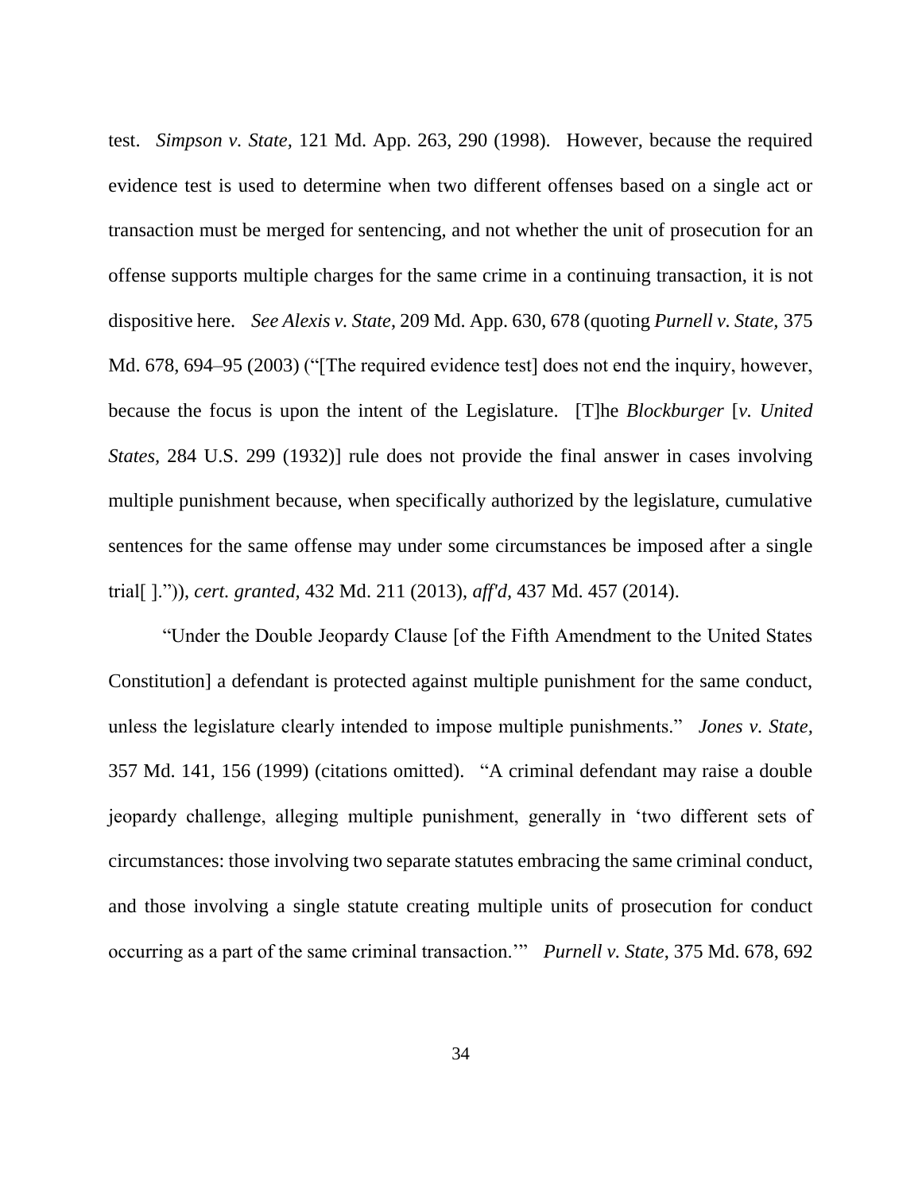test. *Simpson v. State,* 121 Md. App. 263, 290 (1998). However, because the required evidence test is used to determine when two different offenses based on a single act or transaction must be merged for sentencing, and not whether the unit of prosecution for an offense supports multiple charges for the same crime in a continuing transaction, it is not dispositive here. *See Alexis v. State*, 209 Md. App. 630, 678 (quoting *Purnell v. State,* 375 Md. 678, 694–95 (2003) ("[The required evidence test] does not end the inquiry, however, because the focus is upon the intent of the Legislature. [T]he *Blockburger* [*v. United States*, 284 U.S. 299 (1932)] rule does not provide the final answer in cases involving multiple punishment because, when specifically authorized by the legislature, cumulative sentences for the same offense may under some circumstances be imposed after a single trial[ ].")), *cert. granted,* 432 Md. 211 (2013), *aff'd,* 437 Md. 457 (2014).

"Under the Double Jeopardy Clause [of the Fifth Amendment to the United States Constitution] a defendant is protected against multiple punishment for the same conduct, unless the legislature clearly intended to impose multiple punishments." *Jones v. State,* 357 Md. 141, 156 (1999) (citations omitted). "A criminal defendant may raise a double jeopardy challenge, alleging multiple punishment, generally in 'two different sets of circumstances: those involving two separate statutes embracing the same criminal conduct, and those involving a single statute creating multiple units of prosecution for conduct occurring as a part of the same criminal transaction.'" *Purnell v. State*, 375 Md. 678, 692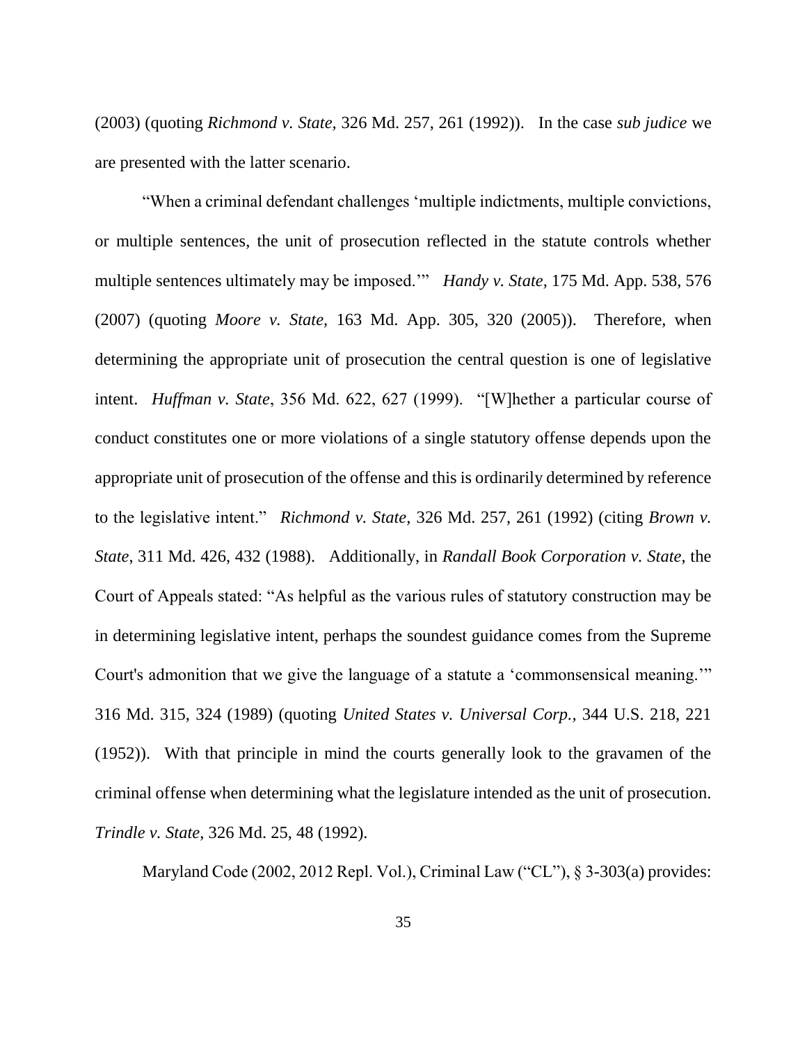(2003) (quoting *Richmond v. State,* 326 Md. 257, 261 (1992)). In the case *sub judice* we are presented with the latter scenario.

"When a criminal defendant challenges 'multiple indictments, multiple convictions, or multiple sentences, the unit of prosecution reflected in the statute controls whether multiple sentences ultimately may be imposed.'" *Handy v. State,* 175 Md. App. 538, 576 (2007) (quoting *Moore v. State,* 163 Md. App. 305, 320 (2005)). Therefore, when determining the appropriate unit of prosecution the central question is one of legislative intent. *Huffman v. State*, 356 Md. 622, 627 (1999). "[W]hether a particular course of conduct constitutes one or more violations of a single statutory offense depends upon the appropriate unit of prosecution of the offense and this is ordinarily determined by reference to the legislative intent." *Richmond v. State,* 326 Md. 257, 261 (1992) (citing *Brown v. State*, 311 Md. 426, 432 (1988). Additionally, in *Randall Book Corporation v. State*, the Court of Appeals stated: "As helpful as the various rules of statutory construction may be in determining legislative intent, perhaps the soundest guidance comes from the Supreme Court's admonition that we give the language of a statute a 'commonsensical meaning.'" 316 Md. 315, 324 (1989) (quoting *United States v. Universal Corp.,* 344 U.S. 218, 221 (1952)). With that principle in mind the courts generally look to the gravamen of the criminal offense when determining what the legislature intended as the unit of prosecution. *Trindle v. State*, 326 Md. 25, 48 (1992).

Maryland Code (2002, 2012 Repl. Vol.), Criminal Law ("CL"), § 3-303(a) provides: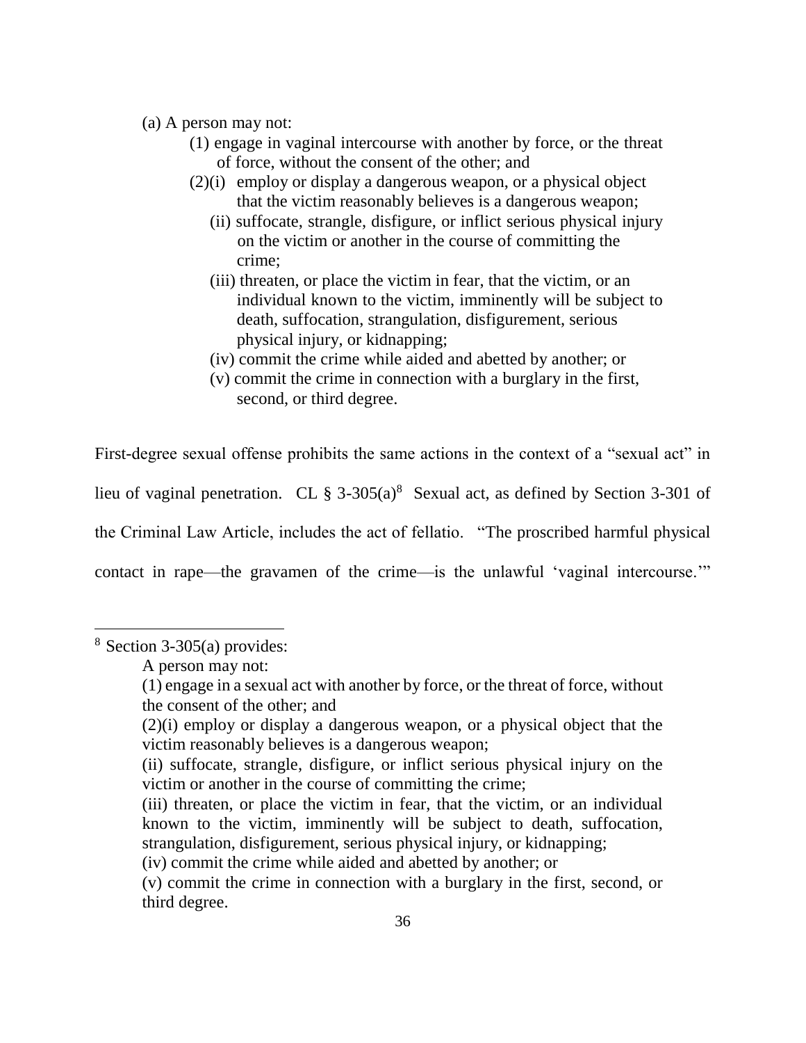(a) A person may not:

(1) engage in vaginal intercourse with another by force, or the threat of force, without the consent of the other; and

(2)(i) employ or display a dangerous weapon, or a physical object that the victim reasonably believes is a dangerous weapon;

(ii) suffocate, strangle, disfigure, or inflict serious physical injury on the victim or another in the course of committing the crime;

(iii) threaten, or place the victim in fear, that the victim, or an individual known to the victim, imminently will be subject to death, suffocation, strangulation, disfigurement, serious physical injury, or kidnapping;

(iv) commit the crime while aided and abetted by another; or

(v) commit the crime in connection with a burglary in the first, second, or third degree.

First-degree sexual offense prohibits the same actions in the context of a "sexual act" in lieu of vaginal penetration. CL § 3-305(a)[8] Sexual act, as defined by Section 3-301 of the Criminal Law Article, includes the act of fellatio. "The proscribed harmful physical contact in rape—the gravamen of the crime—is the unlawful 'vaginal intercourse.'"

---

[8] Section 3-305(a) provides:

A person may not:

(1) engage in a sexual act with another by force, or the threat of force, without the consent of the other; and

(2)(i) employ or display a dangerous weapon, or a physical object that the victim reasonably believes is a dangerous weapon;

(ii) suffocate, strangle, disfigure, or inflict serious physical injury on the victim or another in the course of committing the crime;

(iii) threaten, or place the victim in fear, that the victim, or an individual known to the victim, imminently will be subject to death, suffocation, strangulation, disfigurement, serious physical injury, or kidnapping;

(iv) commit the crime while aided and abetted by another; or

(v) commit the crime in connection with a burglary in the first, second, or third degree.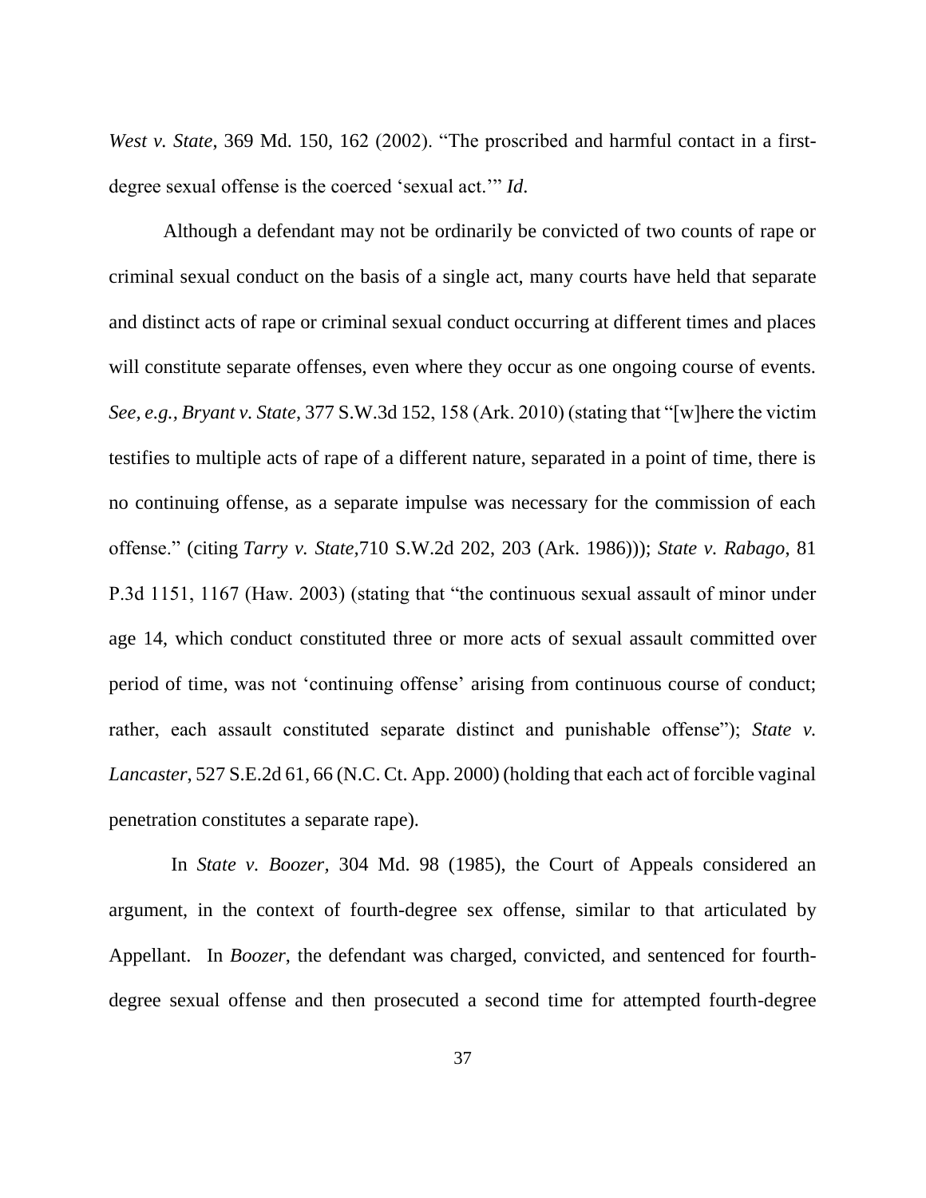*West v. State*, 369 Md. 150, 162 (2002). "The proscribed and harmful contact in a first-degree sexual offense is the coerced 'sexual act.'" *Id*.

Although a defendant may not be ordinarily be convicted of two counts of rape or criminal sexual conduct on the basis of a single act, many courts have held that separate and distinct acts of rape or criminal sexual conduct occurring at different times and places will constitute separate offenses, even where they occur as one ongoing course of events. *See, e.g., Bryant v. State*, 377 S.W.3d 152, 158 (Ark. 2010) (stating that "[w]here the victim testifies to multiple acts of rape of a different nature, separated in a point of time, there is no continuing offense, as a separate impulse was necessary for the commission of each offense." (citing *Tarry v. State*,710 S.W.2d 202, 203 (Ark. 1986))); *State v. Rabago*, 81 P.3d 1151, 1167 (Haw. 2003) (stating that "the continuous sexual assault of minor under age 14, which conduct constituted three or more acts of sexual assault committed over period of time, was not 'continuing offense' arising from continuous course of conduct; rather, each assault constituted separate distinct and punishable offense"); *State v. Lancaster*, 527 S.E.2d 61, 66 (N.C. Ct. App. 2000) (holding that each act of forcible vaginal penetration constitutes a separate rape).

In *State v. Boozer*, 304 Md. 98 (1985), the Court of Appeals considered an argument, in the context of fourth-degree sex offense, similar to that articulated by Appellant. In *Boozer*, the defendant was charged, convicted, and sentenced for fourth-degree sexual offense and then prosecuted a second time for attempted fourth-degree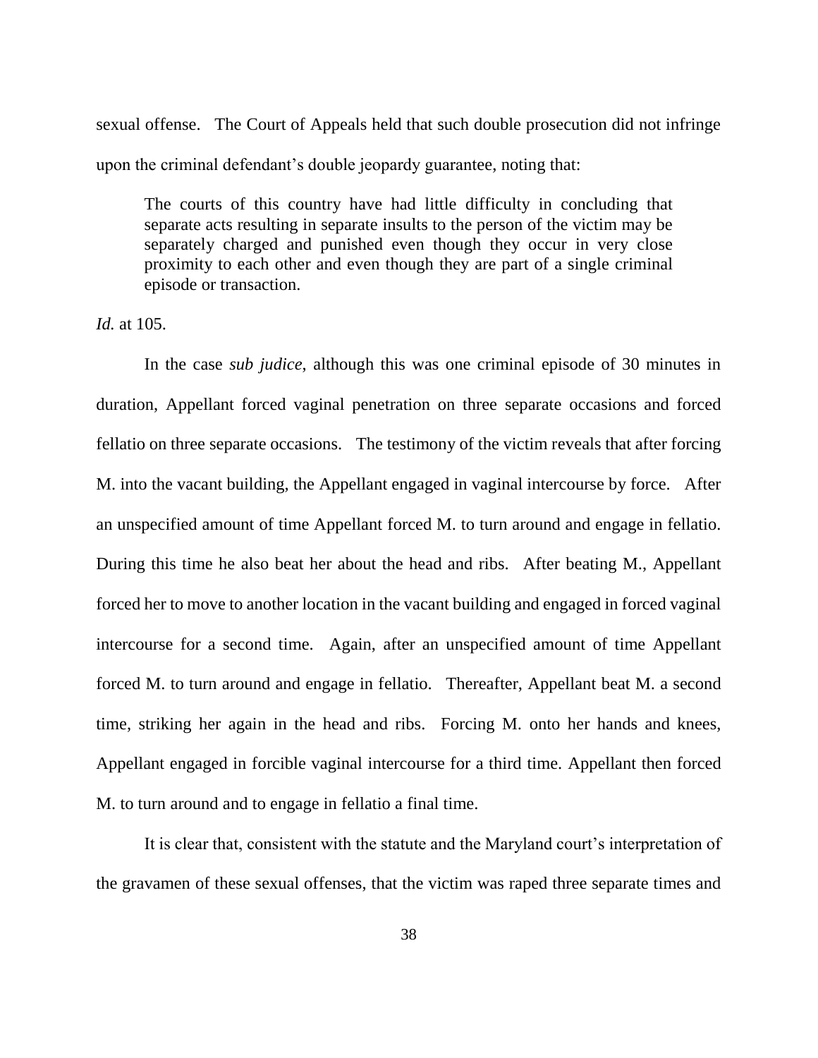sexual offense. The Court of Appeals held that such double prosecution did not infringe upon the criminal defendant's double jeopardy guarantee, noting that:

> The courts of this country have had little difficulty in concluding that separate acts resulting in separate insults to the person of the victim may be separately charged and punished even though they occur in very close proximity to each other and even though they are part of a single criminal episode or transaction.

*Id.* at 105.

In the case *sub judice*, although this was one criminal episode of 30 minutes in duration, Appellant forced vaginal penetration on three separate occasions and forced fellatio on three separate occasions. The testimony of the victim reveals that after forcing M. into the vacant building, the Appellant engaged in vaginal intercourse by force. After an unspecified amount of time Appellant forced M. to turn around and engage in fellatio. During this time he also beat her about the head and ribs. After beating M., Appellant forced her to move to another location in the vacant building and engaged in forced vaginal intercourse for a second time. Again, after an unspecified amount of time Appellant forced M. to turn around and engage in fellatio. Thereafter, Appellant beat M. a second time, striking her again in the head and ribs. Forcing M. onto her hands and knees, Appellant engaged in forcible vaginal intercourse for a third time. Appellant then forced M. to turn around and to engage in fellatio a final time.

It is clear that, consistent with the statute and the Maryland court's interpretation of the gravamen of these sexual offenses, that the victim was raped three separate times and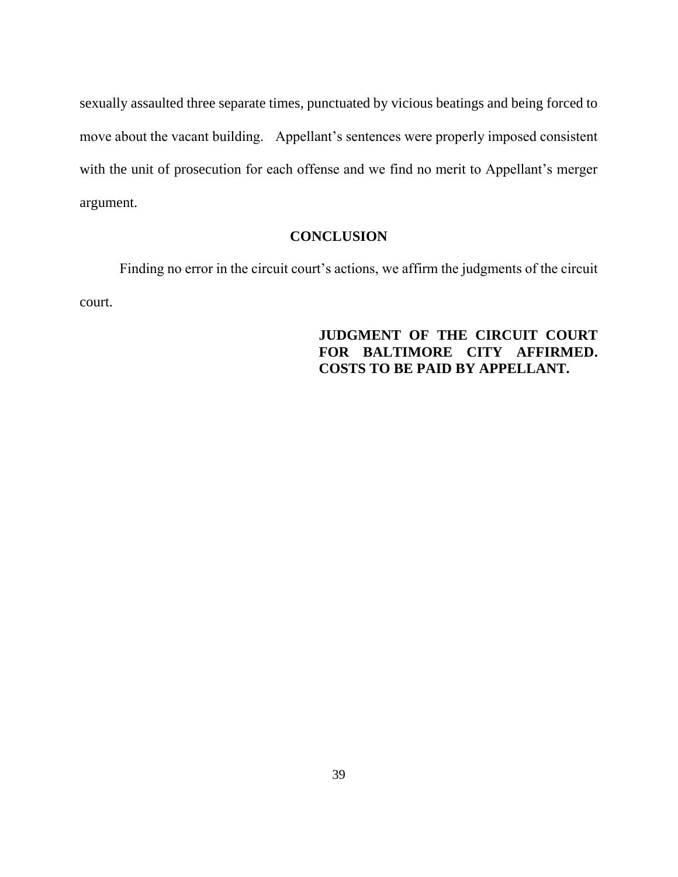sexually assaulted three separate times, punctuated by vicious beatings and being forced to move about the vacant building. Appellant's sentences were properly imposed consistent with the unit of prosecution for each offense and we find no merit to Appellant's merger argument.

## CONCLUSION

Finding no error in the circuit court's actions, we affirm the judgments of the circuit court.

**JUDGMENT OF THE CIRCUIT COURT FOR BALTIMORE CITY AFFIRMED. COSTS TO BE PAID BY APPELLANT.**